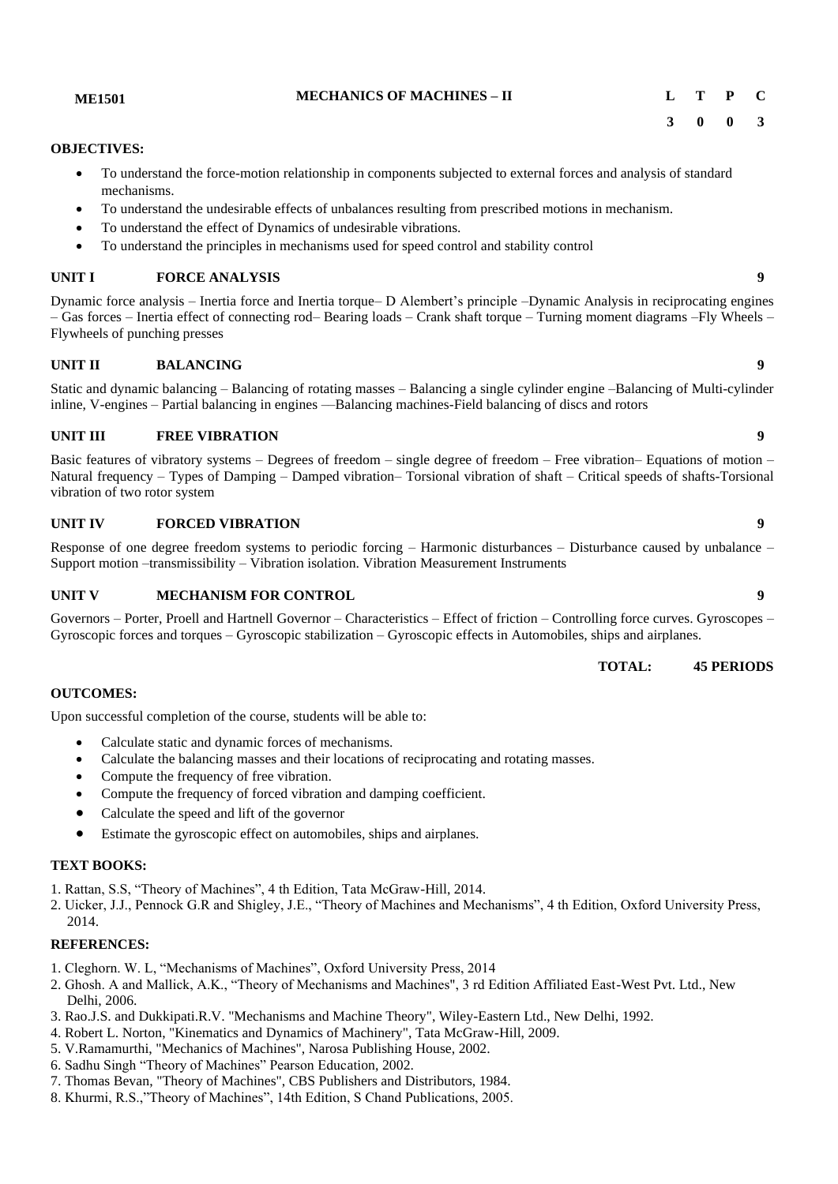| ME1501 | MECHANICS OF MACHINES – II | L | T | P | C |
|---|---|---|---|---|---|
| | | 3 | 0 | 0 | 3 |

**OBJECTIVES:**

- To understand the force-motion relationship in components subjected to external forces and analysis of standard mechanisms.
- To understand the undesirable effects of unbalances resulting from prescribed motions in mechanism.
- To understand the effect of Dynamics of undesirable vibrations.
- To understand the principles in mechanisms used for speed control and stability control

**UNIT I FORCE ANALYSIS** **9**

Dynamic force analysis – Inertia force and Inertia torque– D Alembert's principle –Dynamic Analysis in reciprocating engines – Gas forces – Inertia effect of connecting rod– Bearing loads – Crank shaft torque – Turning moment diagrams –Fly Wheels – Flywheels of punching presses

**UNIT II BALANCING** **9**

Static and dynamic balancing – Balancing of rotating masses – Balancing a single cylinder engine –Balancing of Multi-cylinder inline, V-engines – Partial balancing in engines —Balancing machines-Field balancing of discs and rotors

**UNIT III FREE VIBRATION** **9**

Basic features of vibratory systems – Degrees of freedom – single degree of freedom – Free vibration– Equations of motion – Natural frequency – Types of Damping – Damped vibration– Torsional vibration of shaft – Critical speeds of shafts-Torsional vibration of two rotor system

**UNIT IV FORCED VIBRATION** **9**

Response of one degree freedom systems to periodic forcing – Harmonic disturbances – Disturbance caused by unbalance – Support motion –transmissibility – Vibration isolation. Vibration Measurement Instruments

**UNIT V MECHANISM FOR CONTROL** **9**

Governors – Porter, Proell and Hartnell Governor – Characteristics – Effect of friction – Controlling force curves. Gyroscopes – Gyroscopic forces and torques – Gyroscopic stabilization – Gyroscopic effects in Automobiles, ships and airplanes.

**TOTAL: 45 PERIODS**

**OUTCOMES:**

Upon successful completion of the course, students will be able to:

- Calculate static and dynamic forces of mechanisms.
- Calculate the balancing masses and their locations of reciprocating and rotating masses.
- Compute the frequency of free vibration.
- Compute the frequency of forced vibration and damping coefficient.
- Calculate the speed and lift of the governor
- Estimate the gyroscopic effect on automobiles, ships and airplanes.

**TEXT BOOKS:**

1. Rattan, S.S, "Theory of Machines", 4 th Edition, Tata McGraw-Hill, 2014.
2. Uicker, J.J., Pennock G.R and Shigley, J.E., "Theory of Machines and Mechanisms", 4 th Edition, Oxford University Press, 2014.

**REFERENCES:**

1. Cleghorn. W. L, "Mechanisms of Machines", Oxford University Press, 2014
2. Ghosh. A and Mallick, A.K., "Theory of Mechanisms and Machines", 3 rd Edition Affiliated East-West Pvt. Ltd., New Delhi, 2006.
3. Rao.J.S. and Dukkipati.R.V. "Mechanisms and Machine Theory", Wiley-Eastern Ltd., New Delhi, 1992.
4. Robert L. Norton, "Kinematics and Dynamics of Machinery", Tata McGraw-Hill, 2009.
5. V.Ramamurthi, "Mechanics of Machines", Narosa Publishing House, 2002.
6. Sadhu Singh "Theory of Machines" Pearson Education, 2002.
7. Thomas Bevan, "Theory of Machines", CBS Publishers and Distributors, 1984.
8. Khurmi, R.S.,"Theory of Machines", 14th Edition, S Chand Publications, 2005.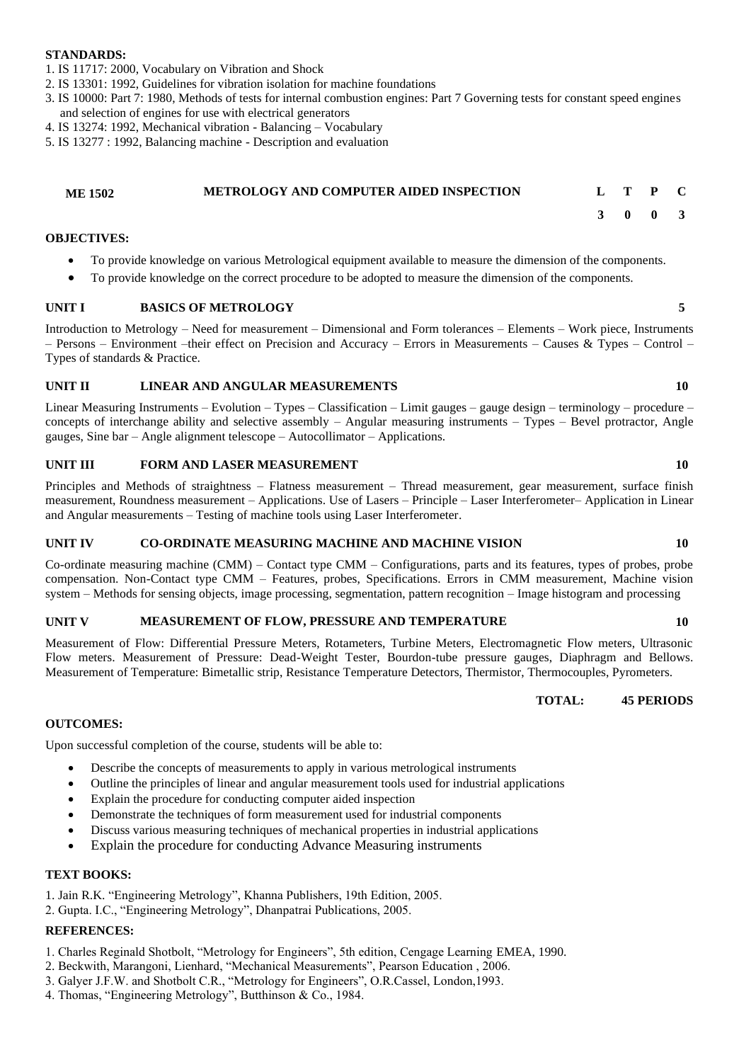**STANDARDS:**

1. IS 11717: 2000, Vocabulary on Vibration and Shock
2. IS 13301: 1992, Guidelines for vibration isolation for machine foundations
3. IS 10000: Part 7: 1980, Methods of tests for internal combustion engines: Part 7 Governing tests for constant speed engines and selection of engines for use with electrical generators
4. IS 13274: 1992, Mechanical vibration - Balancing – Vocabulary
5. IS 13277 : 1992, Balancing machine - Description and evaluation

| ME 1502 | METROLOGY AND COMPUTER AIDED INSPECTION | L | T | P | C |
|---|---|---|---|---|---|
| | | 3 | 0 | 0 | 3 |

**OBJECTIVES:**

- To provide knowledge on various Metrological equipment available to measure the dimension of the components.
- To provide knowledge on the correct procedure to be adopted to measure the dimension of the components.

**UNIT I BASICS OF METROLOGY** **5**

Introduction to Metrology – Need for measurement – Dimensional and Form tolerances – Elements – Work piece, Instruments – Persons – Environment –their effect on Precision and Accuracy – Errors in Measurements – Causes & Types – Control – Types of standards & Practice.

**UNIT II LINEAR AND ANGULAR MEASUREMENTS** **10**

Linear Measuring Instruments – Evolution – Types – Classification – Limit gauges – gauge design – terminology – procedure – concepts of interchange ability and selective assembly – Angular measuring instruments – Types – Bevel protractor, Angle gauges, Sine bar – Angle alignment telescope – Autocollimator – Applications.

**UNIT III FORM AND LASER MEASUREMENT** **10**

Principles and Methods of straightness – Flatness measurement – Thread measurement, gear measurement, surface finish measurement, Roundness measurement – Applications. Use of Lasers – Principle – Laser Interferometer– Application in Linear and Angular measurements – Testing of machine tools using Laser Interferometer.

**UNIT IV CO-ORDINATE MEASURING MACHINE AND MACHINE VISION** **10**

Co-ordinate measuring machine (CMM) – Contact type CMM – Configurations, parts and its features, types of probes, probe compensation. Non-Contact type CMM – Features, probes, Specifications. Errors in CMM measurement, Machine vision system – Methods for sensing objects, image processing, segmentation, pattern recognition – Image histogram and processing

**UNIT V MEASUREMENT OF FLOW, PRESSURE AND TEMPERATURE** **10**

Measurement of Flow: Differential Pressure Meters, Rotameters, Turbine Meters, Electromagnetic Flow meters, Ultrasonic Flow meters. Measurement of Pressure: Dead-Weight Tester, Bourdon-tube pressure gauges, Diaphragm and Bellows. Measurement of Temperature: Bimetallic strip, Resistance Temperature Detectors, Thermistor, Thermocouples, Pyrometers.

**TOTAL: 45 PERIODS**

**OUTCOMES:**

Upon successful completion of the course, students will be able to:

- Describe the concepts of measurements to apply in various metrological instruments
- Outline the principles of linear and angular measurement tools used for industrial applications
- Explain the procedure for conducting computer aided inspection
- Demonstrate the techniques of form measurement used for industrial components
- Discuss various measuring techniques of mechanical properties in industrial applications
- Explain the procedure for conducting Advance Measuring instruments

**TEXT BOOKS:**

1. Jain R.K. "Engineering Metrology", Khanna Publishers, 19th Edition, 2005.
2. Gupta. I.C., "Engineering Metrology", Dhanpatrai Publications, 2005.

**REFERENCES:**

1. Charles Reginald Shotbolt, "Metrology for Engineers", 5th edition, Cengage Learning EMEA, 1990.
2. Beckwith, Marangoni, Lienhard, "Mechanical Measurements", Pearson Education , 2006.
3. Galyer J.F.W. and Shotbolt C.R., "Metrology for Engineers", O.R.Cassel, London,1993.
4. Thomas, "Engineering Metrology", Butthinson & Co., 1984.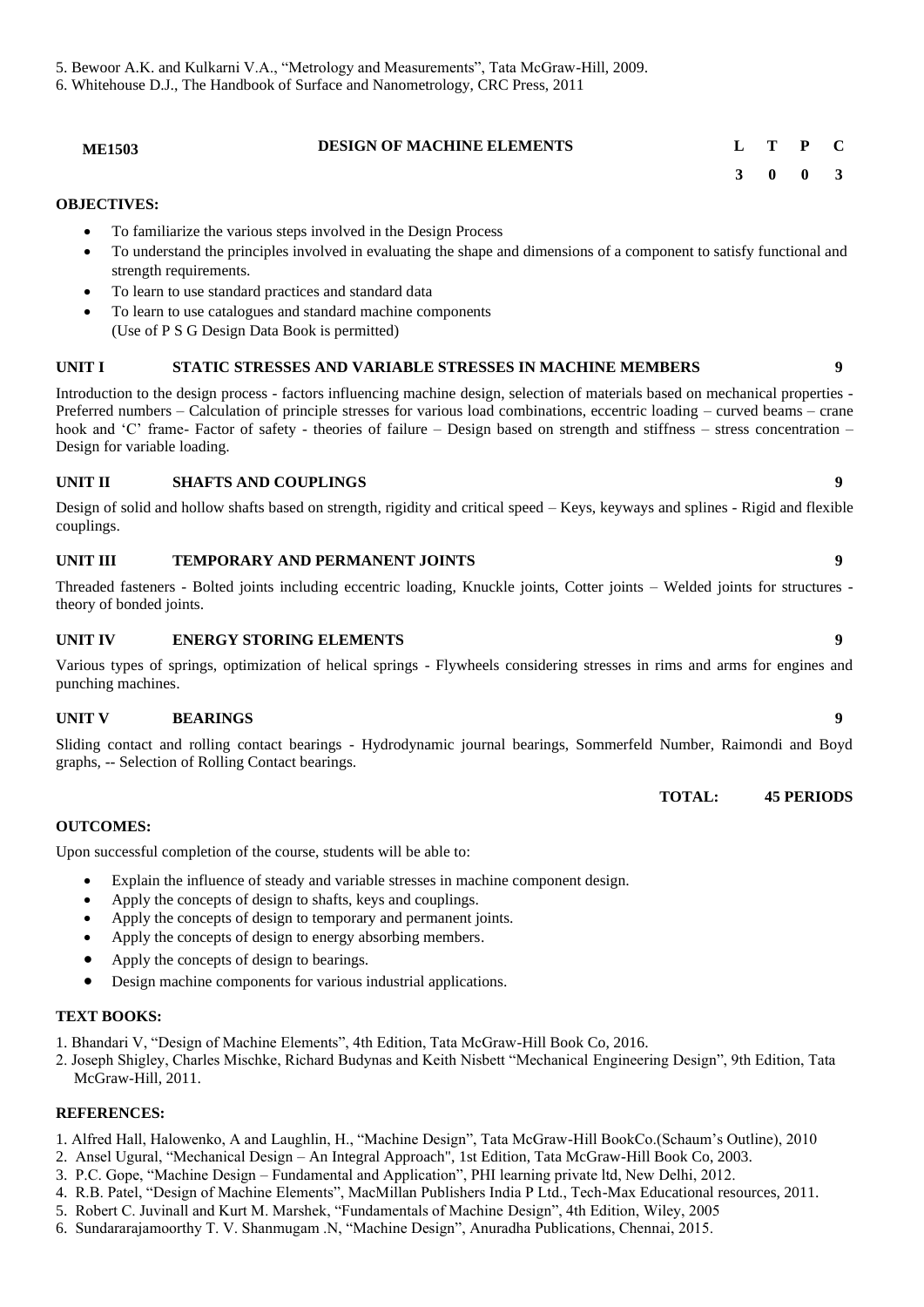5. Bewoor A.K. and Kulkarni V.A., "Metrology and Measurements", Tata McGraw-Hill, 2009.
6. Whitehouse D.J., The Handbook of Surface and Nanometrology, CRC Press, 2011

| **ME1503** | **DESIGN OF MACHINE ELEMENTS** | **L** | **T** | **P** | **C** |
|---|---|---|---|---|---|
| | | **3** | **0** | **0** | **3** |

**OBJECTIVES:**

- To familiarize the various steps involved in the Design Process
- To understand the principles involved in evaluating the shape and dimensions of a component to satisfy functional and strength requirements.
- To learn to use standard practices and standard data
- To learn to use catalogues and standard machine components
  (Use of P S G Design Data Book is permitted)

**UNIT I STATIC STRESSES AND VARIABLE STRESSES IN MACHINE MEMBERS 9**

Introduction to the design process - factors influencing machine design, selection of materials based on mechanical properties - Preferred numbers – Calculation of principle stresses for various load combinations, eccentric loading – curved beams – crane hook and 'C' frame- Factor of safety - theories of failure – Design based on strength and stiffness – stress concentration – Design for variable loading.

**UNIT II SHAFTS AND COUPLINGS 9**

Design of solid and hollow shafts based on strength, rigidity and critical speed – Keys, keyways and splines - Rigid and flexible couplings.

**UNIT III TEMPORARY AND PERMANENT JOINTS 9**

Threaded fasteners - Bolted joints including eccentric loading, Knuckle joints, Cotter joints – Welded joints for structures - theory of bonded joints.

**UNIT IV ENERGY STORING ELEMENTS 9**

Various types of springs, optimization of helical springs - Flywheels considering stresses in rims and arms for engines and punching machines.

**UNIT V BEARINGS 9**

Sliding contact and rolling contact bearings - Hydrodynamic journal bearings, Sommerfeld Number, Raimondi and Boyd graphs, -- Selection of Rolling Contact bearings.

**TOTAL: 45 PERIODS**

**OUTCOMES:**

Upon successful completion of the course, students will be able to:

- Explain the influence of steady and variable stresses in machine component design.
- Apply the concepts of design to shafts, keys and couplings.
- Apply the concepts of design to temporary and permanent joints.
- Apply the concepts of design to energy absorbing members.
- Apply the concepts of design to bearings.
- Design machine components for various industrial applications.

**TEXT BOOKS:**

1. Bhandari V, "Design of Machine Elements", 4th Edition, Tata McGraw-Hill Book Co, 2016.
2. Joseph Shigley, Charles Mischke, Richard Budynas and Keith Nisbett "Mechanical Engineering Design", 9th Edition, Tata McGraw-Hill, 2011.

**REFERENCES:**

1. Alfred Hall, Halowenko, A and Laughlin, H., "Machine Design", Tata McGraw-Hill BookCo.(Schaum's Outline), 2010
2. Ansel Ugural, "Mechanical Design – An Integral Approach", 1st Edition, Tata McGraw-Hill Book Co, 2003.
3. P.C. Gope, "Machine Design – Fundamental and Application", PHI learning private ltd, New Delhi, 2012.
4. R.B. Patel, "Design of Machine Elements", MacMillan Publishers India P Ltd., Tech-Max Educational resources, 2011.
5. Robert C. Juvinall and Kurt M. Marshek, "Fundamentals of Machine Design", 4th Edition, Wiley, 2005
6. Sundararajamoorthy T. V. Shanmugam .N, "Machine Design", Anuradha Publications, Chennai, 2015.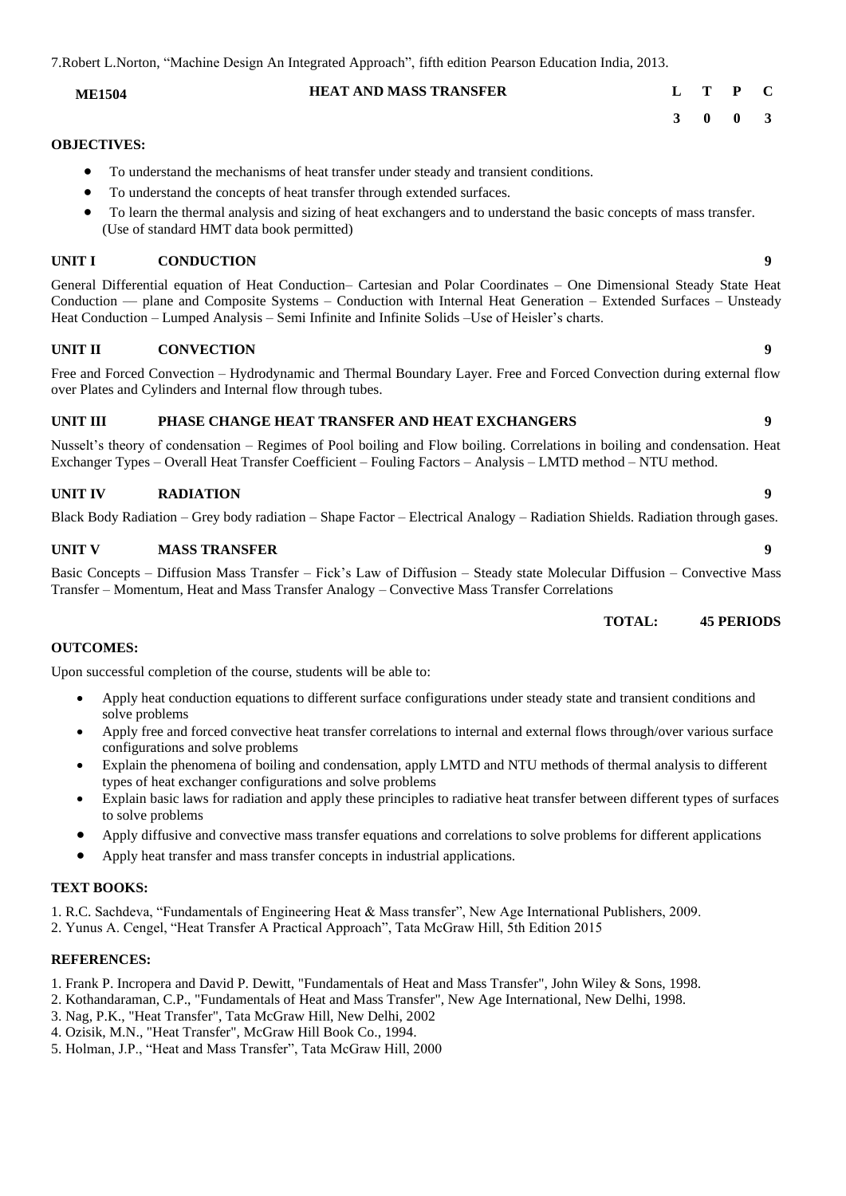7.Robert L.Norton, "Machine Design An Integrated Approach", fifth edition Pearson Education India, 2013.

| **ME1504** | **HEAT AND MASS TRANSFER** | **L** | **T** | **P** | **C** |
|---|---|---|---|---|---|
| | | **3** | **0** | **0** | **3** |

**OBJECTIVES:**

- To understand the mechanisms of heat transfer under steady and transient conditions.
- To understand the concepts of heat transfer through extended surfaces.
- To learn the thermal analysis and sizing of heat exchangers and to understand the basic concepts of mass transfer. (Use of standard HMT data book permitted)

**UNIT I CONDUCTION 9**

General Differential equation of Heat Conduction– Cartesian and Polar Coordinates – One Dimensional Steady State Heat Conduction –– plane and Composite Systems – Conduction with Internal Heat Generation – Extended Surfaces – Unsteady Heat Conduction – Lumped Analysis – Semi Infinite and Infinite Solids –Use of Heisler's charts.

**UNIT II CONVECTION 9**

Free and Forced Convection – Hydrodynamic and Thermal Boundary Layer. Free and Forced Convection during external flow over Plates and Cylinders and Internal flow through tubes.

**UNIT III PHASE CHANGE HEAT TRANSFER AND HEAT EXCHANGERS 9**

Nusselt's theory of condensation – Regimes of Pool boiling and Flow boiling. Correlations in boiling and condensation. Heat Exchanger Types – Overall Heat Transfer Coefficient – Fouling Factors – Analysis – LMTD method – NTU method.

**UNIT IV RADIATION 9**

Black Body Radiation – Grey body radiation – Shape Factor – Electrical Analogy – Radiation Shields. Radiation through gases.

**UNIT V MASS TRANSFER 9**

Basic Concepts – Diffusion Mass Transfer – Fick's Law of Diffusion – Steady state Molecular Diffusion – Convective Mass Transfer – Momentum, Heat and Mass Transfer Analogy – Convective Mass Transfer Correlations

**TOTAL: 45 PERIODS**

**OUTCOMES:**

Upon successful completion of the course, students will be able to:

- Apply heat conduction equations to different surface configurations under steady state and transient conditions and solve problems
- Apply free and forced convective heat transfer correlations to internal and external flows through/over various surface configurations and solve problems
- Explain the phenomena of boiling and condensation, apply LMTD and NTU methods of thermal analysis to different types of heat exchanger configurations and solve problems
- Explain basic laws for radiation and apply these principles to radiative heat transfer between different types of surfaces to solve problems
- Apply diffusive and convective mass transfer equations and correlations to solve problems for different applications
- Apply heat transfer and mass transfer concepts in industrial applications.

**TEXT BOOKS:**

1. R.C. Sachdeva, "Fundamentals of Engineering Heat & Mass transfer", New Age International Publishers, 2009.
2. Yunus A. Cengel, "Heat Transfer A Practical Approach", Tata McGraw Hill, 5th Edition 2015

**REFERENCES:**

1. Frank P. Incropera and David P. Dewitt, "Fundamentals of Heat and Mass Transfer", John Wiley & Sons, 1998.
2. Kothandaraman, C.P., "Fundamentals of Heat and Mass Transfer", New Age International, New Delhi, 1998.
3. Nag, P.K., "Heat Transfer", Tata McGraw Hill, New Delhi, 2002
4. Ozisik, M.N., "Heat Transfer", McGraw Hill Book Co., 1994.
5. Holman, J.P., "Heat and Mass Transfer", Tata McGraw Hill, 2000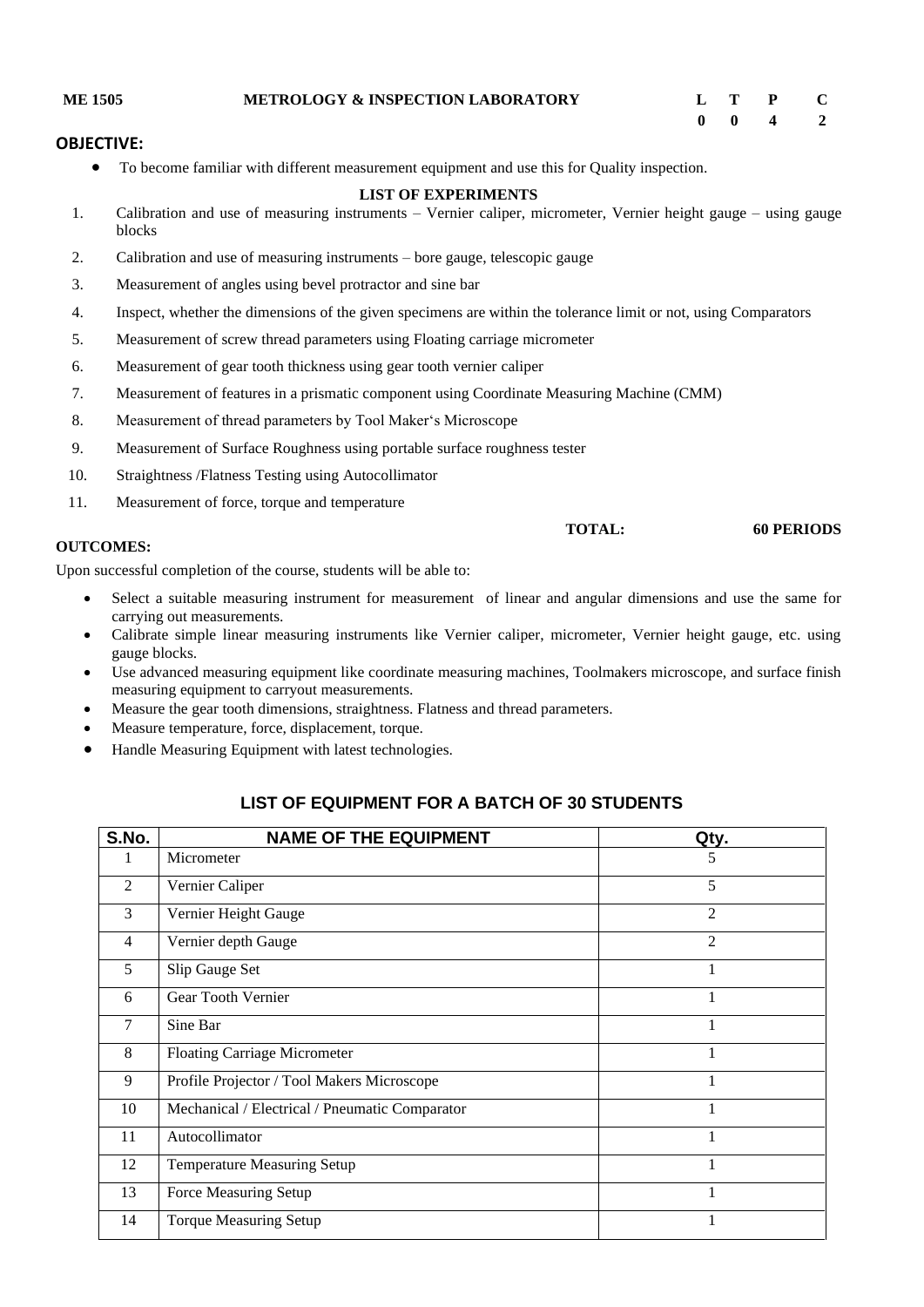**ME 1505** **METROLOGY & INSPECTION LABORATORY**

| L | T | P | C |
|---|---|---|---|
| 0 | 0 | 4 | 2 |

## OBJECTIVE:

- To become familiar with different measurement equipment and use this for Quality inspection.

**LIST OF EXPERIMENTS**

1. Calibration and use of measuring instruments – Vernier caliper, micrometer, Vernier height gauge – using gauge blocks
2. Calibration and use of measuring instruments – bore gauge, telescopic gauge
3. Measurement of angles using bevel protractor and sine bar
4. Inspect, whether the dimensions of the given specimens are within the tolerance limit or not, using Comparators
5. Measurement of screw thread parameters using Floating carriage micrometer
6. Measurement of gear tooth thickness using gear tooth vernier caliper
7. Measurement of features in a prismatic component using Coordinate Measuring Machine (CMM)
8. Measurement of thread parameters by Tool Maker‘s Microscope
9. Measurement of Surface Roughness using portable surface roughness tester
10. Straightness /Flatness Testing using Autocollimator
11. Measurement of force, torque and temperature

**TOTAL: 60 PERIODS**

**OUTCOMES:**

Upon successful completion of the course, students will be able to:

- Select a suitable measuring instrument for measurement of linear and angular dimensions and use the same for carrying out measurements.
- Calibrate simple linear measuring instruments like Vernier caliper, micrometer, Vernier height gauge, etc. using gauge blocks.
- Use advanced measuring equipment like coordinate measuring machines, Toolmakers microscope, and surface finish measuring equipment to carryout measurements.
- Measure the gear tooth dimensions, straightness. Flatness and thread parameters.
- Measure temperature, force, displacement, torque.
- Handle Measuring Equipment with latest technologies.

## LIST OF EQUIPMENT FOR A BATCH OF 30 STUDENTS

| S.No. | NAME OF THE EQUIPMENT | Qty. |
|---|---|---|
| 1 | Micrometer | 5 |
| 2 | Vernier Caliper | 5 |
| 3 | Vernier Height Gauge | 2 |
| 4 | Vernier depth Gauge | 2 |
| 5 | Slip Gauge Set | 1 |
| 6 | Gear Tooth Vernier | 1 |
| 7 | Sine Bar | 1 |
| 8 | Floating Carriage Micrometer | 1 |
| 9 | Profile Projector / Tool Makers Microscope | 1 |
| 10 | Mechanical / Electrical / Pneumatic Comparator | 1 |
| 11 | Autocollimator | 1 |
| 12 | Temperature Measuring Setup | 1 |
| 13 | Force Measuring Setup | 1 |
| 14 | Torque Measuring Setup | 1 |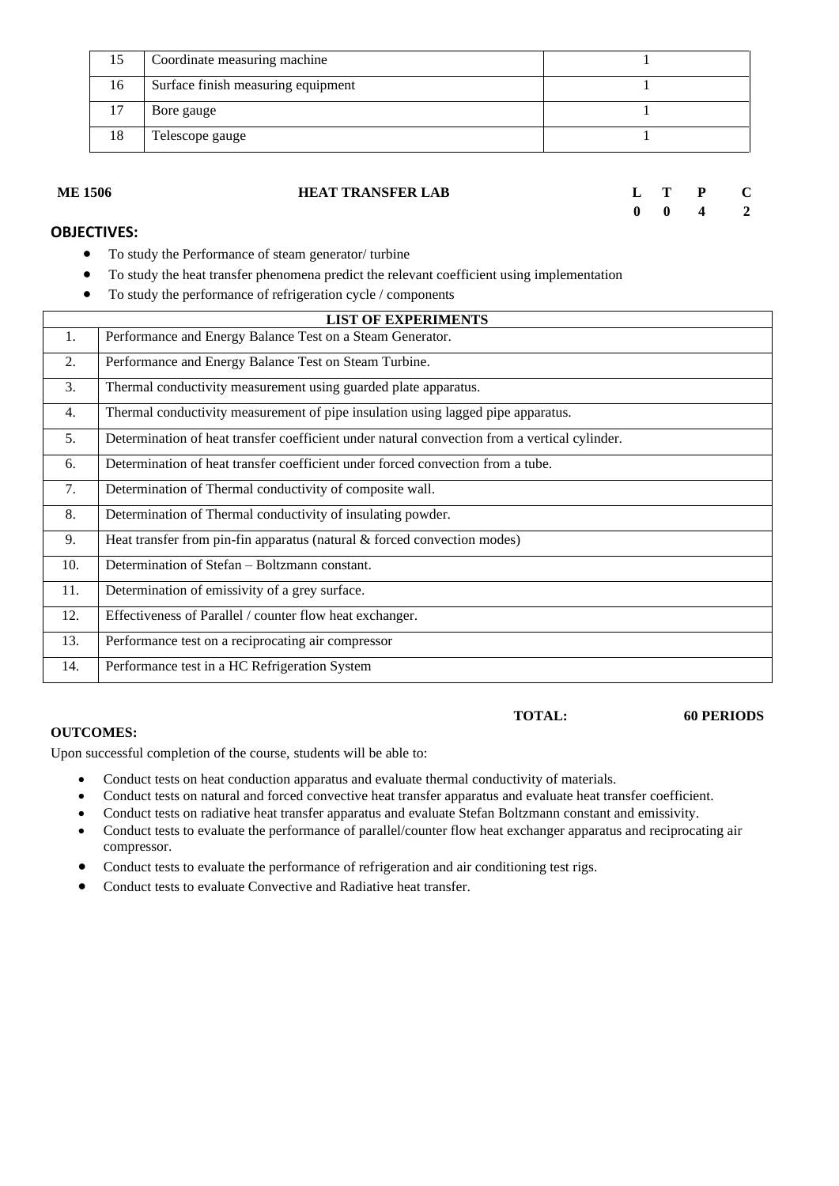| 15 | Coordinate measuring machine | 1 |
|---|---|---|
| 16 | Surface finish measuring equipment | 1 |
| 17 | Bore gauge | 1 |
| 18 | Telescope gauge | 1 |

**ME 1506** **HEAT TRANSFER LAB**

| L | T | P | C |
|---|---|---|---|
| 0 | 0 | 4 | 2 |

## OBJECTIVES:

- To study the Performance of steam generator/ turbine
- To study the heat transfer phenomena predict the relevant coefficient using implementation
- To study the performance of refrigeration cycle / components

| LIST OF EXPERIMENTS | |
|---|---|
| 1. | Performance and Energy Balance Test on a Steam Generator. |
| 2. | Performance and Energy Balance Test on Steam Turbine. |
| 3. | Thermal conductivity measurement using guarded plate apparatus. |
| 4. | Thermal conductivity measurement of pipe insulation using lagged pipe apparatus. |
| 5. | Determination of heat transfer coefficient under natural convection from a vertical cylinder. |
| 6. | Determination of heat transfer coefficient under forced convection from a tube. |
| 7. | Determination of Thermal conductivity of composite wall. |
| 8. | Determination of Thermal conductivity of insulating powder. |
| 9. | Heat transfer from pin-fin apparatus (natural & forced convection modes) |
| 10. | Determination of Stefan – Boltzmann constant. |
| 11. | Determination of emissivity of a grey surface. |
| 12. | Effectiveness of Parallel / counter flow heat exchanger. |
| 13. | Performance test on a reciprocating air compressor |
| 14. | Performance test in a HC Refrigeration System |

**TOTAL: 60 PERIODS**

**OUTCOMES:**

Upon successful completion of the course, students will be able to:

- Conduct tests on heat conduction apparatus and evaluate thermal conductivity of materials.
- Conduct tests on natural and forced convective heat transfer apparatus and evaluate heat transfer coefficient.
- Conduct tests on radiative heat transfer apparatus and evaluate Stefan Boltzmann constant and emissivity.
- Conduct tests to evaluate the performance of parallel/counter flow heat exchanger apparatus and reciprocating air compressor.
- Conduct tests to evaluate the performance of refrigeration and air conditioning test rigs.
- Conduct tests to evaluate Convective and Radiative heat transfer.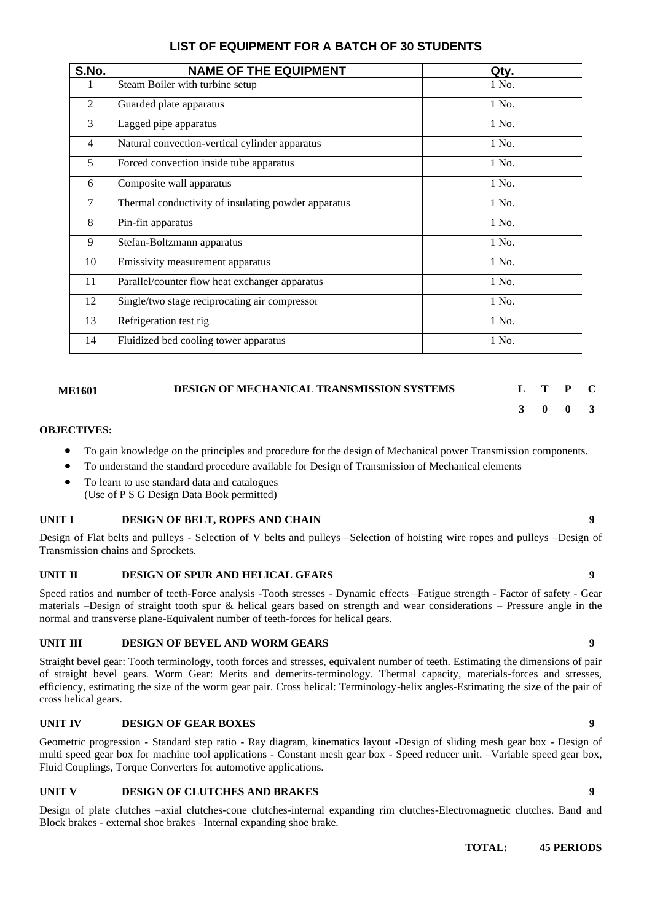## LIST OF EQUIPMENT FOR A BATCH OF 30 STUDENTS

| S.No. | NAME OF THE EQUIPMENT | Qty. |
|---|---|---|
| 1 | Steam Boiler with turbine setup | 1 No. |
| 2 | Guarded plate apparatus | 1 No. |
| 3 | Lagged pipe apparatus | 1 No. |
| 4 | Natural convection-vertical cylinder apparatus | 1 No. |
| 5 | Forced convection inside tube apparatus | 1 No. |
| 6 | Composite wall apparatus | 1 No. |
| 7 | Thermal conductivity of insulating powder apparatus | 1 No. |
| 8 | Pin-fin apparatus | 1 No. |
| 9 | Stefan-Boltzmann apparatus | 1 No. |
| 10 | Emissivity measurement apparatus | 1 No. |
| 11 | Parallel/counter flow heat exchanger apparatus | 1 No. |
| 12 | Single/two stage reciprocating air compressor | 1 No. |
| 13 | Refrigeration test rig | 1 No. |
| 14 | Fluidized bed cooling tower apparatus | 1 No. |

**ME1601 DESIGN OF MECHANICAL TRANSMISSION SYSTEMS**

| L | T | P | C |
|---|---|---|---|
| 3 | 0 | 0 | 3 |

**OBJECTIVES:**

- To gain knowledge on the principles and procedure for the design of Mechanical power Transmission components.
- To understand the standard procedure available for Design of Transmission of Mechanical elements
- To learn to use standard data and catalogues
  (Use of P S G Design Data Book permitted)

**UNIT I DESIGN OF BELT, ROPES AND CHAIN 9**

Design of Flat belts and pulleys - Selection of V belts and pulleys –Selection of hoisting wire ropes and pulleys –Design of Transmission chains and Sprockets.

**UNIT II DESIGN OF SPUR AND HELICAL GEARS 9**

Speed ratios and number of teeth-Force analysis -Tooth stresses - Dynamic effects –Fatigue strength - Factor of safety - Gear materials –Design of straight tooth spur & helical gears based on strength and wear considerations – Pressure angle in the normal and transverse plane-Equivalent number of teeth-forces for helical gears.

**UNIT III DESIGN OF BEVEL AND WORM GEARS 9**

Straight bevel gear: Tooth terminology, tooth forces and stresses, equivalent number of teeth. Estimating the dimensions of pair of straight bevel gears. Worm Gear: Merits and demerits-terminology. Thermal capacity, materials-forces and stresses, efficiency, estimating the size of the worm gear pair. Cross helical: Terminology-helix angles-Estimating the size of the pair of cross helical gears.

**UNIT IV DESIGN OF GEAR BOXES 9**

Geometric progression - Standard step ratio - Ray diagram, kinematics layout -Design of sliding mesh gear box - Design of multi speed gear box for machine tool applications - Constant mesh gear box - Speed reducer unit. –Variable speed gear box, Fluid Couplings, Torque Converters for automotive applications.

**UNIT V DESIGN OF CLUTCHES AND BRAKES 9**

Design of plate clutches –axial clutches-cone clutches-internal expanding rim clutches-Electromagnetic clutches. Band and Block brakes - external shoe brakes –Internal expanding shoe brake.

**TOTAL: 45 PERIODS**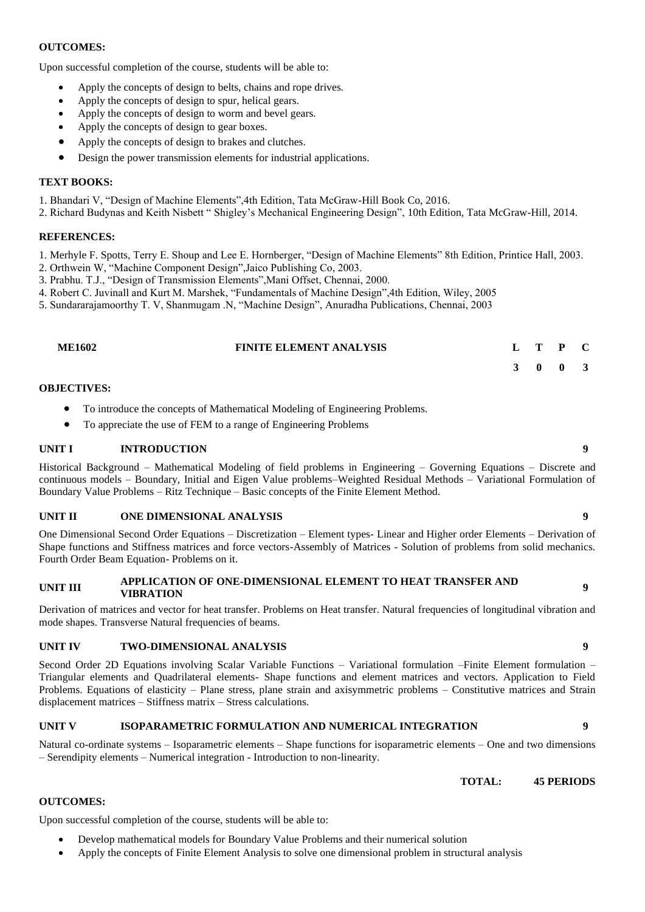**OUTCOMES:**

Upon successful completion of the course, students will be able to:

- Apply the concepts of design to belts, chains and rope drives.
- Apply the concepts of design to spur, helical gears.
- Apply the concepts of design to worm and bevel gears.
- Apply the concepts of design to gear boxes.
- Apply the concepts of design to brakes and clutches.
- Design the power transmission elements for industrial applications.

**TEXT BOOKS:**

1. Bhandari V, "Design of Machine Elements",4th Edition, Tata McGraw-Hill Book Co, 2016.
2. Richard Budynas and Keith Nisbett " Shigley's Mechanical Engineering Design", 10th Edition, Tata McGraw-Hill, 2014.

**REFERENCES:**

1. Merhyle F. Spotts, Terry E. Shoup and Lee E. Hornberger, "Design of Machine Elements" 8th Edition, Printice Hall, 2003.
2. Orthwein W, "Machine Component Design",Jaico Publishing Co, 2003.
3. Prabhu. T.J., "Design of Transmission Elements",Mani Offset, Chennai, 2000.
4. Robert C. Juvinall and Kurt M. Marshek, "Fundamentals of Machine Design",4th Edition, Wiley, 2005
5. Sundararajamoorthy T. V, Shanmugam .N, "Machine Design", Anuradha Publications, Chennai, 2003

| ME1602 | FINITE ELEMENT ANALYSIS | L | T | P | C |
|---|---|---|---|---|---|
| | | 3 | 0 | 0 | 3 |

**OBJECTIVES:**

- To introduce the concepts of Mathematical Modeling of Engineering Problems.
- To appreciate the use of FEM to a range of Engineering Problems

**UNIT I INTRODUCTION** **9**

Historical Background – Mathematical Modeling of field problems in Engineering – Governing Equations – Discrete and continuous models – Boundary, Initial and Eigen Value problems–Weighted Residual Methods – Variational Formulation of Boundary Value Problems – Ritz Technique – Basic concepts of the Finite Element Method.

**UNIT II ONE DIMENSIONAL ANALYSIS** **9**

One Dimensional Second Order Equations – Discretization – Element types- Linear and Higher order Elements – Derivation of Shape functions and Stiffness matrices and force vectors-Assembly of Matrices - Solution of problems from solid mechanics. Fourth Order Beam Equation- Problems on it.

**UNIT III APPLICATION OF ONE-DIMENSIONAL ELEMENT TO HEAT TRANSFER AND VIBRATION** **9**

Derivation of matrices and vector for heat transfer. Problems on Heat transfer. Natural frequencies of longitudinal vibration and mode shapes. Transverse Natural frequencies of beams.

**UNIT IV TWO-DIMENSIONAL ANALYSIS** **9**

Second Order 2D Equations involving Scalar Variable Functions – Variational formulation –Finite Element formulation – Triangular elements and Quadrilateral elements- Shape functions and element matrices and vectors. Application to Field Problems. Equations of elasticity – Plane stress, plane strain and axisymmetric problems – Constitutive matrices and Strain displacement matrices – Stiffness matrix – Stress calculations.

**UNIT V ISOPARAMETRIC FORMULATION AND NUMERICAL INTEGRATION** **9**

Natural co-ordinate systems – Isoparametric elements – Shape functions for isoparametric elements – One and two dimensions – Serendipity elements – Numerical integration - Introduction to non-linearity.

**TOTAL: 45 PERIODS**

**OUTCOMES:**

Upon successful completion of the course, students will be able to:

- Develop mathematical models for Boundary Value Problems and their numerical solution
- Apply the concepts of Finite Element Analysis to solve one dimensional problem in structural analysis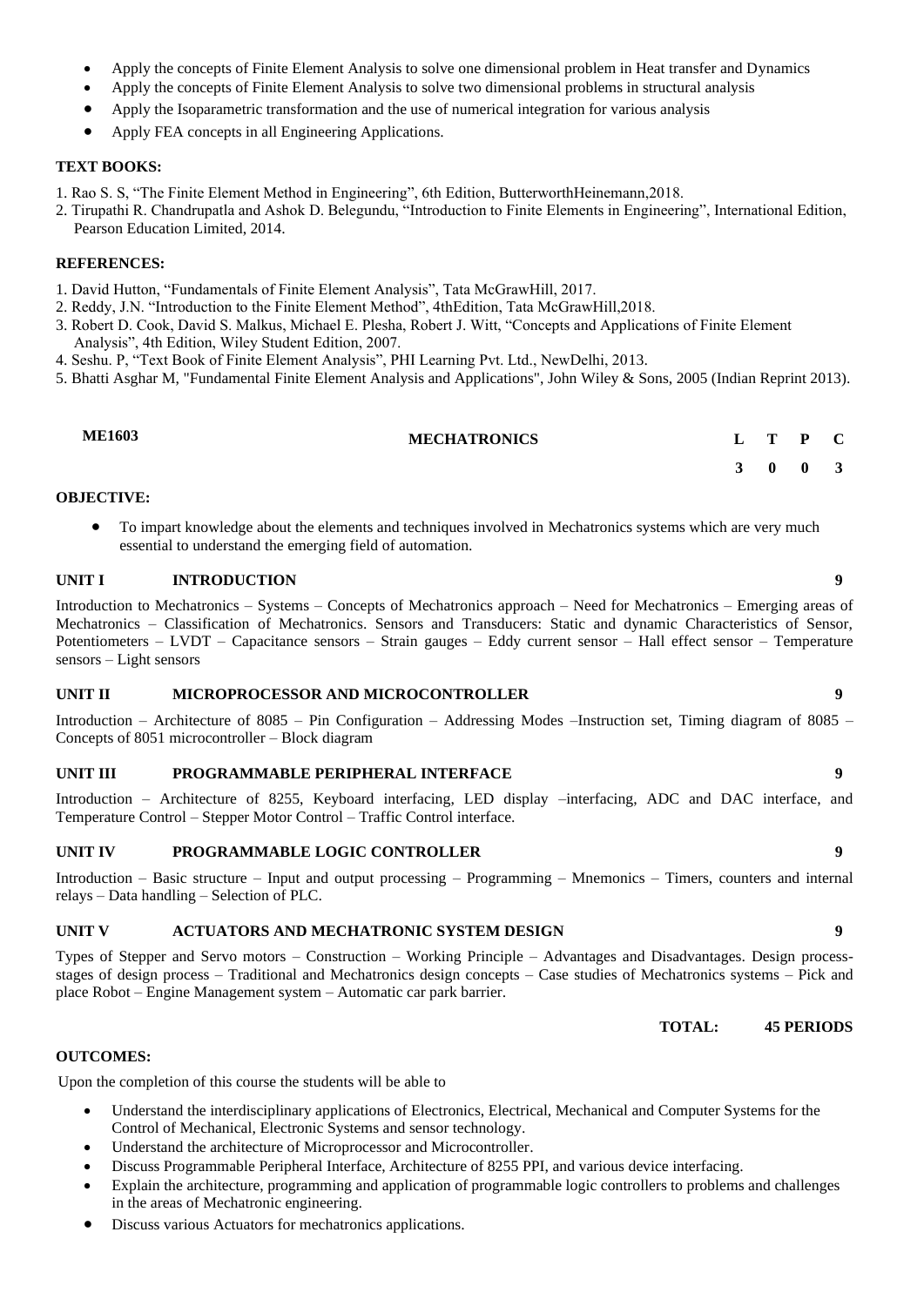- Apply the concepts of Finite Element Analysis to solve one dimensional problem in Heat transfer and Dynamics
- Apply the concepts of Finite Element Analysis to solve two dimensional problems in structural analysis
- Apply the Isoparametric transformation and the use of numerical integration for various analysis
- Apply FEA concepts in all Engineering Applications.

**TEXT BOOKS:**

1. Rao S. S, "The Finite Element Method in Engineering", 6th Edition, ButterworthHeinemann,2018.
2. Tirupathi R. Chandrupatla and Ashok D. Belegundu, "Introduction to Finite Elements in Engineering", International Edition, Pearson Education Limited, 2014.

**REFERENCES:**

1. David Hutton, "Fundamentals of Finite Element Analysis", Tata McGrawHill, 2017.
2. Reddy, J.N. "Introduction to the Finite Element Method", 4thEdition, Tata McGrawHill,2018.
3. Robert D. Cook, David S. Malkus, Michael E. Plesha, Robert J. Witt, "Concepts and Applications of Finite Element Analysis", 4th Edition, Wiley Student Edition, 2007.
4. Seshu. P, "Text Book of Finite Element Analysis", PHI Learning Pvt. Ltd., NewDelhi, 2013.
5. Bhatti Asghar M, "Fundamental Finite Element Analysis and Applications", John Wiley & Sons, 2005 (Indian Reprint 2013).

| **ME1603** | **MECHATRONICS** | **L** | **T** | **P** | **C** |
|---|---|---|---|---|---|
| | | **3** | **0** | **0** | **3** |

**OBJECTIVE:**

- To impart knowledge about the elements and techniques involved in Mechatronics systems which are very much essential to understand the emerging field of automation.

**UNIT I INTRODUCTION 9**

Introduction to Mechatronics – Systems – Concepts of Mechatronics approach – Need for Mechatronics – Emerging areas of Mechatronics – Classification of Mechatronics. Sensors and Transducers: Static and dynamic Characteristics of Sensor, Potentiometers – LVDT – Capacitance sensors – Strain gauges – Eddy current sensor – Hall effect sensor – Temperature sensors – Light sensors

**UNIT II MICROPROCESSOR AND MICROCONTROLLER 9**

Introduction – Architecture of 8085 – Pin Configuration – Addressing Modes –Instruction set, Timing diagram of 8085 – Concepts of 8051 microcontroller – Block diagram

**UNIT III PROGRAMMABLE PERIPHERAL INTERFACE 9**

Introduction – Architecture of 8255, Keyboard interfacing, LED display –interfacing, ADC and DAC interface, and Temperature Control – Stepper Motor Control – Traffic Control interface.

**UNIT IV PROGRAMMABLE LOGIC CONTROLLER 9**

Introduction – Basic structure – Input and output processing – Programming – Mnemonics – Timers, counters and internal relays – Data handling – Selection of PLC.

**UNIT V ACTUATORS AND MECHATRONIC SYSTEM DESIGN 9**

Types of Stepper and Servo motors – Construction – Working Principle – Advantages and Disadvantages. Design process-stages of design process – Traditional and Mechatronics design concepts – Case studies of Mechatronics systems – Pick and place Robot – Engine Management system – Automatic car park barrier.

**TOTAL: 45 PERIODS**

**OUTCOMES:**

Upon the completion of this course the students will be able to

- Understand the interdisciplinary applications of Electronics, Electrical, Mechanical and Computer Systems for the Control of Mechanical, Electronic Systems and sensor technology.
- Understand the architecture of Microprocessor and Microcontroller.
- Discuss Programmable Peripheral Interface, Architecture of 8255 PPI, and various device interfacing.
- Explain the architecture, programming and application of programmable logic controllers to problems and challenges in the areas of Mechatronic engineering.
- Discuss various Actuators for mechatronics applications.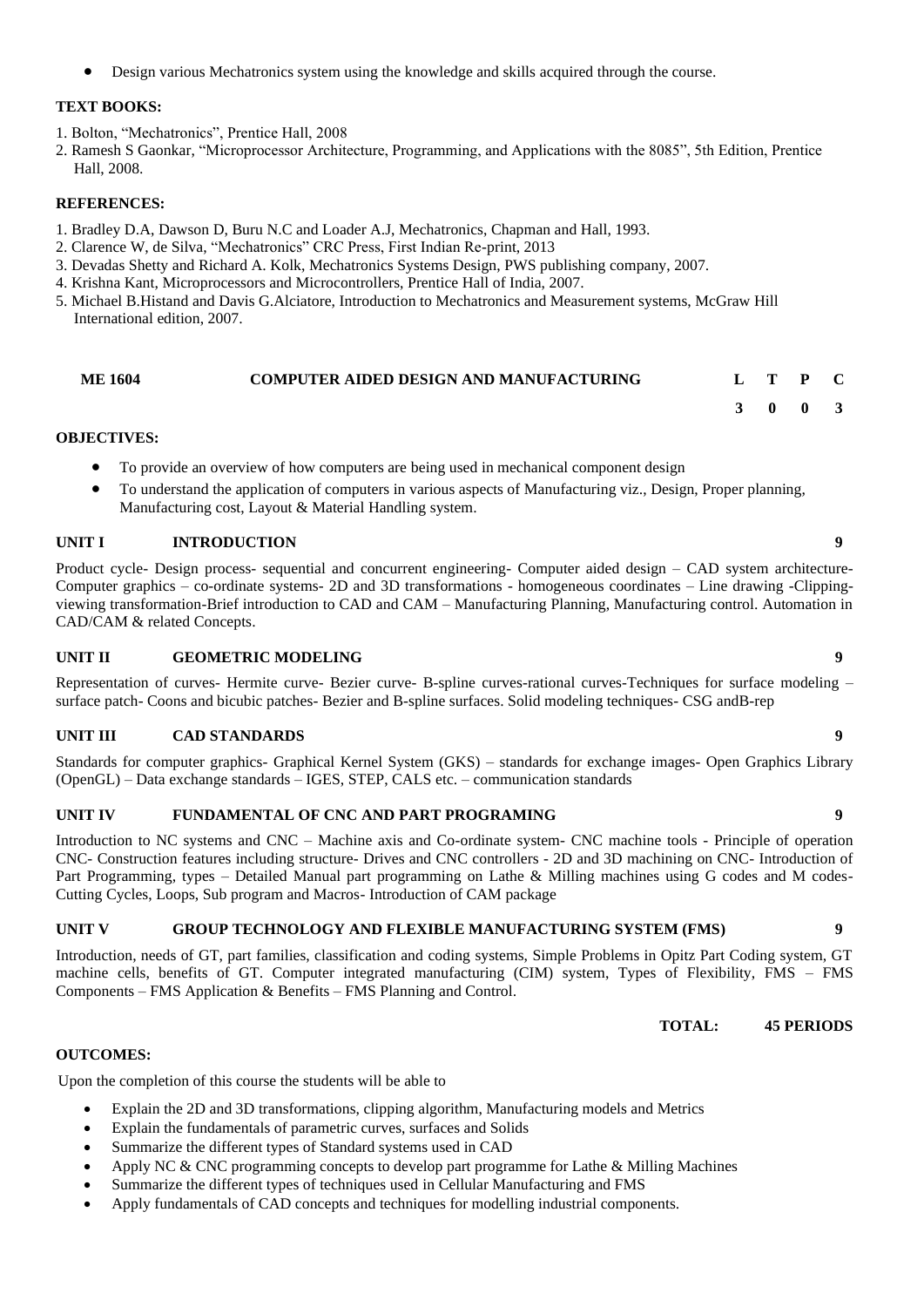- Design various Mechatronics system using the knowledge and skills acquired through the course.

**TEXT BOOKS:**

1. Bolton, "Mechatronics", Prentice Hall, 2008
2. Ramesh S Gaonkar, "Microprocessor Architecture, Programming, and Applications with the 8085", 5th Edition, Prentice Hall, 2008.

**REFERENCES:**

1. Bradley D.A, Dawson D, Buru N.C and Loader A.J, Mechatronics, Chapman and Hall, 1993.
2. Clarence W, de Silva, "Mechatronics" CRC Press, First Indian Re-print, 2013
3. Devadas Shetty and Richard A. Kolk, Mechatronics Systems Design, PWS publishing company, 2007.
4. Krishna Kant, Microprocessors and Microcontrollers, Prentice Hall of India, 2007.
5. Michael B.Histand and Davis G.Alciatore, Introduction to Mechatronics and Measurement systems, McGraw Hill International edition, 2007.

| **ME 1604** | **COMPUTER AIDED DESIGN AND MANUFACTURING** | **L** | **T** | **P** | **C** |
|---|---|---|---|---|---|
| | | **3** | **0** | **0** | **3** |

**OBJECTIVES:**

- To provide an overview of how computers are being used in mechanical component design
- To understand the application of computers in various aspects of Manufacturing viz., Design, Proper planning, Manufacturing cost, Layout & Material Handling system.

**UNIT I INTRODUCTION 9**

Product cycle- Design process- sequential and concurrent engineering- Computer aided design – CAD system architecture- Computer graphics – co-ordinate systems- 2D and 3D transformations - homogeneous coordinates – Line drawing -Clipping- viewing transformation-Brief introduction to CAD and CAM – Manufacturing Planning, Manufacturing control. Automation in CAD/CAM & related Concepts.

**UNIT II GEOMETRIC MODELING 9**

Representation of curves- Hermite curve- Bezier curve- B-spline curves-rational curves-Techniques for surface modeling – surface patch- Coons and bicubic patches- Bezier and B-spline surfaces. Solid modeling techniques- CSG andB-rep

**UNIT III CAD STANDARDS 9**

Standards for computer graphics- Graphical Kernel System (GKS) – standards for exchange images- Open Graphics Library (OpenGL) – Data exchange standards – IGES, STEP, CALS etc. – communication standards

**UNIT IV FUNDAMENTAL OF CNC AND PART PROGRAMING 9**

Introduction to NC systems and CNC – Machine axis and Co-ordinate system- CNC machine tools - Principle of operation CNC- Construction features including structure- Drives and CNC controllers - 2D and 3D machining on CNC- Introduction of Part Programming, types – Detailed Manual part programming on Lathe & Milling machines using G codes and M codes- Cutting Cycles, Loops, Sub program and Macros- Introduction of CAM package

**UNIT V GROUP TECHNOLOGY AND FLEXIBLE MANUFACTURING SYSTEM (FMS) 9**

Introduction, needs of GT, part families, classification and coding systems, Simple Problems in Opitz Part Coding system, GT machine cells, benefits of GT. Computer integrated manufacturing (CIM) system, Types of Flexibility, FMS – FMS Components – FMS Application & Benefits – FMS Planning and Control.

**TOTAL: 45 PERIODS**

**OUTCOMES:**

Upon the completion of this course the students will be able to

- Explain the 2D and 3D transformations, clipping algorithm, Manufacturing models and Metrics
- Explain the fundamentals of parametric curves, surfaces and Solids
- Summarize the different types of Standard systems used in CAD
- Apply NC & CNC programming concepts to develop part programme for Lathe & Milling Machines
- Summarize the different types of techniques used in Cellular Manufacturing and FMS
- Apply fundamentals of CAD concepts and techniques for modelling industrial components.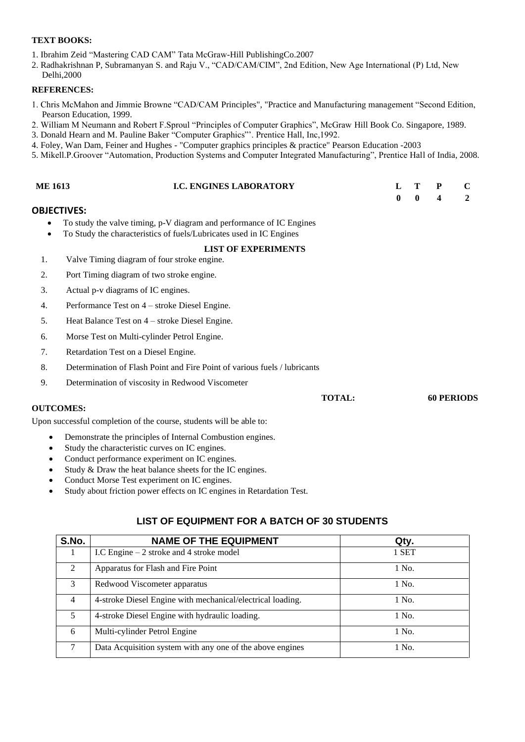**TEXT BOOKS:**

1. Ibrahim Zeid "Mastering CAD CAM" Tata McGraw-Hill PublishingCo.2007
2. Radhakrishnan P, Subramanyan S. and Raju V., "CAD/CAM/CIM", 2nd Edition, New Age International (P) Ltd, New Delhi,2000

**REFERENCES:**

1. Chris McMahon and Jimmie Browne "CAD/CAM Principles", "Practice and Manufacturing management "Second Edition, Pearson Education, 1999.
2. William M Neumann and Robert F.Sproul "Principles of Computer Graphics", McGraw Hill Book Co. Singapore, 1989.
3. Donald Hearn and M. Pauline Baker "Computer Graphics"'. Prentice Hall, Inc,1992.
4. Foley, Wan Dam, Feiner and Hughes - "Computer graphics principles & practice" Pearson Education -2003
5. Mikell.P.Groover "Automation, Production Systems and Computer Integrated Manufacturing", Prentice Hall of India, 2008.

| **ME 1613** | **I.C. ENGINES LABORATORY** | **L** | **T** | **P** | **C** |
|---|---|---|---|---|---|
| | | **0** | **0** | **4** | **2** |

**OBJECTIVES:**

- To study the valve timing, p-V diagram and performance of IC Engines
- To Study the characteristics of fuels/Lubricates used in IC Engines

**LIST OF EXPERIMENTS**

1. Valve Timing diagram of four stroke engine.
2. Port Timing diagram of two stroke engine.
3. Actual p-v diagrams of IC engines.
4. Performance Test on 4 – stroke Diesel Engine.
5. Heat Balance Test on 4 – stroke Diesel Engine.
6. Morse Test on Multi-cylinder Petrol Engine.
7. Retardation Test on a Diesel Engine.
8. Determination of Flash Point and Fire Point of various fuels / lubricants
9. Determination of viscosity in Redwood Viscometer

**TOTAL: 60 PERIODS**

**OUTCOMES:**

Upon successful completion of the course, students will be able to:

- Demonstrate the principles of Internal Combustion engines.
- Study the characteristic curves on IC engines.
- Conduct performance experiment on IC engines.
- Study & Draw the heat balance sheets for the IC engines.
- Conduct Morse Test experiment on IC engines.
- Study about friction power effects on IC engines in Retardation Test.

**LIST OF EQUIPMENT FOR A BATCH OF 30 STUDENTS**

| S.No. | NAME OF THE EQUIPMENT | Qty. |
|---|---|---|
| 1 | I.C Engine – 2 stroke and 4 stroke model | 1 SET |
| 2 | Apparatus for Flash and Fire Point | 1 No. |
| 3 | Redwood Viscometer apparatus | 1 No. |
| 4 | 4-stroke Diesel Engine with mechanical/electrical loading. | 1 No. |
| 5 | 4-stroke Diesel Engine with hydraulic loading. | 1 No. |
| 6 | Multi-cylinder Petrol Engine | 1 No. |
| 7 | Data Acquisition system with any one of the above engines | 1 No. |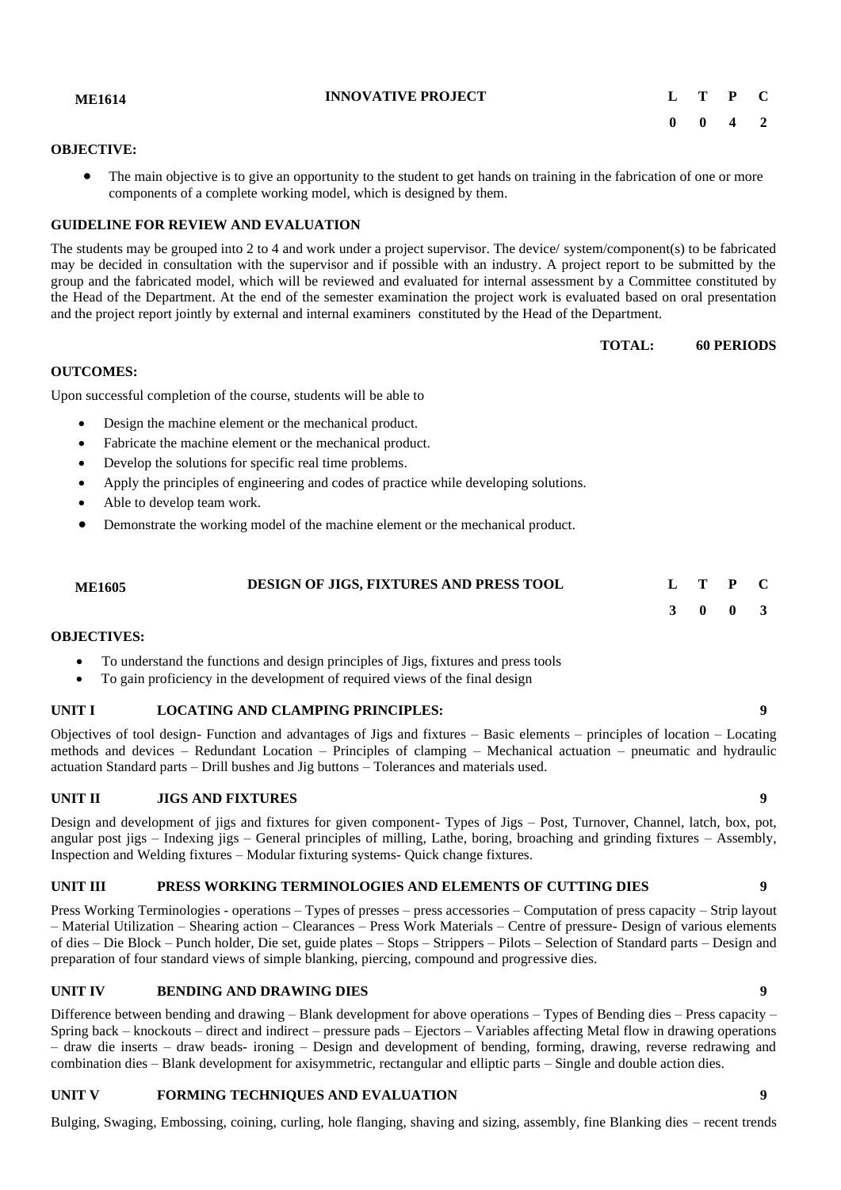| ME1614 | INNOVATIVE PROJECT | L | T | P | C |
|---|---|---|---|---|---|
| | | 0 | 0 | 4 | 2 |

**OBJECTIVE:**

- The main objective is to give an opportunity to the student to get hands on training in the fabrication of one or more components of a complete working model, which is designed by them.

**GUIDELINE FOR REVIEW AND EVALUATION**

The students may be grouped into 2 to 4 and work under a project supervisor. The device/ system/component(s) to be fabricated may be decided in consultation with the supervisor and if possible with an industry. A project report to be submitted by the group and the fabricated model, which will be reviewed and evaluated for internal assessment by a Committee constituted by the Head of the Department. At the end of the semester examination the project work is evaluated based on oral presentation and the project report jointly by external and internal examiners constituted by the Head of the Department.

**TOTAL: 60 PERIODS**

**OUTCOMES:**

Upon successful completion of the course, students will be able to

- Design the machine element or the mechanical product.
- Fabricate the machine element or the mechanical product.
- Develop the solutions for specific real time problems.
- Apply the principles of engineering and codes of practice while developing solutions.
- Able to develop team work.
- Demonstrate the working model of the machine element or the mechanical product.

| ME1605 | DESIGN OF JIGS, FIXTURES AND PRESS TOOL | L | T | P | C |
|---|---|---|---|---|---|
| | | 3 | 0 | 0 | 3 |

**OBJECTIVES:**

- To understand the functions and design principles of Jigs, fixtures and press tools
- To gain proficiency in the development of required views of the final design

**UNIT I LOCATING AND CLAMPING PRINCIPLES: 9**

Objectives of tool design- Function and advantages of Jigs and fixtures – Basic elements – principles of location – Locating methods and devices – Redundant Location – Principles of clamping – Mechanical actuation – pneumatic and hydraulic actuation Standard parts – Drill bushes and Jig buttons – Tolerances and materials used.

**UNIT II JIGS AND FIXTURES 9**

Design and development of jigs and fixtures for given component- Types of Jigs – Post, Turnover, Channel, latch, box, pot, angular post jigs – Indexing jigs – General principles of milling, Lathe, boring, broaching and grinding fixtures – Assembly, Inspection and Welding fixtures – Modular fixturing systems- Quick change fixtures.

**UNIT III PRESS WORKING TERMINOLOGIES AND ELEMENTS OF CUTTING DIES 9**

Press Working Terminologies - operations – Types of presses – press accessories – Computation of press capacity – Strip layout – Material Utilization – Shearing action – Clearances – Press Work Materials – Centre of pressure- Design of various elements of dies – Die Block – Punch holder, Die set, guide plates – Stops – Strippers – Pilots – Selection of Standard parts – Design and preparation of four standard views of simple blanking, piercing, compound and progressive dies.

**UNIT IV BENDING AND DRAWING DIES 9**

Difference between bending and drawing – Blank development for above operations – Types of Bending dies – Press capacity – Spring back – knockouts – direct and indirect – pressure pads – Ejectors – Variables affecting Metal flow in drawing operations – draw die inserts – draw beads- ironing – Design and development of bending, forming, drawing, reverse redrawing and combination dies – Blank development for axisymmetric, rectangular and elliptic parts – Single and double action dies.

**UNIT V FORMING TECHNIQUES AND EVALUATION 9**

Bulging, Swaging, Embossing, coining, curling, hole flanging, shaving and sizing, assembly, fine Blanking dies – recent trends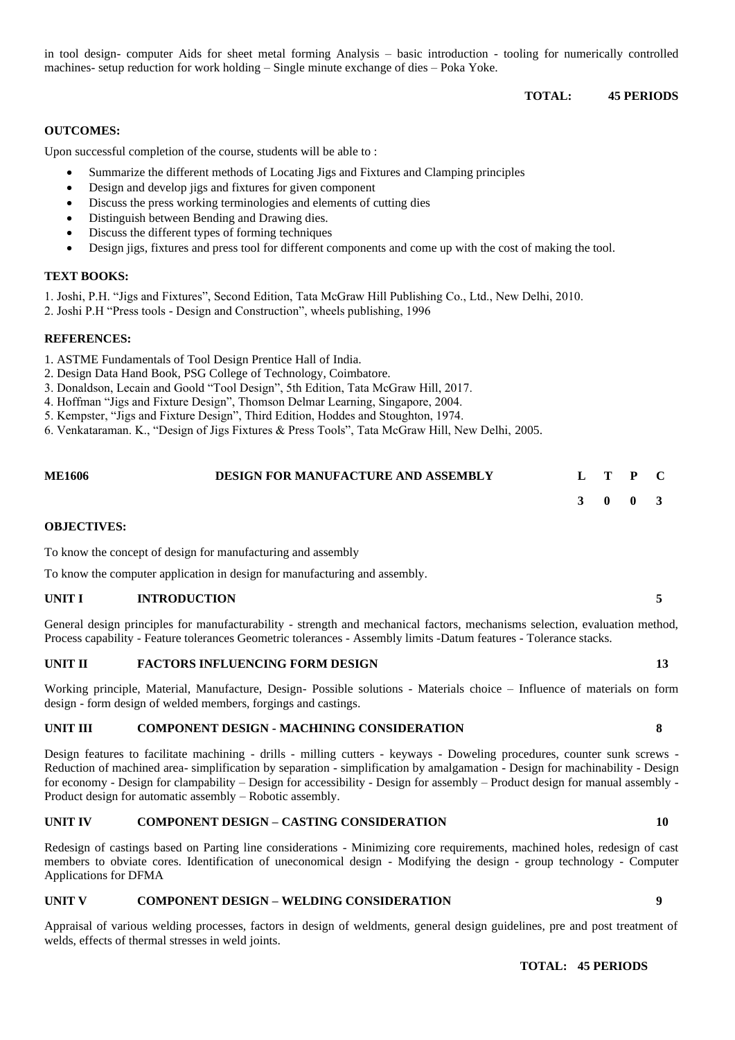in tool design- computer Aids for sheet metal forming Analysis – basic introduction - tooling for numerically controlled machines- setup reduction for work holding – Single minute exchange of dies – Poka Yoke.

**TOTAL: 45 PERIODS**

**OUTCOMES:**

Upon successful completion of the course, students will be able to :

- Summarize the different methods of Locating Jigs and Fixtures and Clamping principles
- Design and develop jigs and fixtures for given component
- Discuss the press working terminologies and elements of cutting dies
- Distinguish between Bending and Drawing dies.
- Discuss the different types of forming techniques
- Design jigs, fixtures and press tool for different components and come up with the cost of making the tool.

**TEXT BOOKS:**

1. Joshi, P.H. "Jigs and Fixtures", Second Edition, Tata McGraw Hill Publishing Co., Ltd., New Delhi, 2010.
2. Joshi P.H "Press tools - Design and Construction", wheels publishing, 1996

**REFERENCES:**

1. ASTME Fundamentals of Tool Design Prentice Hall of India.
2. Design Data Hand Book, PSG College of Technology, Coimbatore.
3. Donaldson, Lecain and Goold "Tool Design", 5th Edition, Tata McGraw Hill, 2017.
4. Hoffman "Jigs and Fixture Design", Thomson Delmar Learning, Singapore, 2004.
5. Kempster, "Jigs and Fixture Design", Third Edition, Hoddes and Stoughton, 1974.
6. Venkataraman. K., "Design of Jigs Fixtures & Press Tools", Tata McGraw Hill, New Delhi, 2005.

| ME1606 | DESIGN FOR MANUFACTURE AND ASSEMBLY | L | T | P | C |
|---|---|---|---|---|---|
| | | 3 | 0 | 0 | 3 |

**OBJECTIVES:**

To know the concept of design for manufacturing and assembly

To know the computer application in design for manufacturing and assembly.

**UNIT I INTRODUCTION 5**

General design principles for manufacturability - strength and mechanical factors, mechanisms selection, evaluation method, Process capability - Feature tolerances Geometric tolerances - Assembly limits -Datum features - Tolerance stacks.

**UNIT II FACTORS INFLUENCING FORM DESIGN 13**

Working principle, Material, Manufacture, Design- Possible solutions - Materials choice – Influence of materials on form design - form design of welded members, forgings and castings.

**UNIT III COMPONENT DESIGN - MACHINING CONSIDERATION 8**

Design features to facilitate machining - drills - milling cutters - keyways - Doweling procedures, counter sunk screws - Reduction of machined area- simplification by separation - simplification by amalgamation - Design for machinability - Design for economy - Design for clampability – Design for accessibility - Design for assembly – Product design for manual assembly - Product design for automatic assembly – Robotic assembly.

**UNIT IV COMPONENT DESIGN – CASTING CONSIDERATION 10**

Redesign of castings based on Parting line considerations - Minimizing core requirements, machined holes, redesign of cast members to obviate cores. Identification of uneconomical design - Modifying the design - group technology - Computer Applications for DFMA

**UNIT V COMPONENT DESIGN – WELDING CONSIDERATION 9**

Appraisal of various welding processes, factors in design of weldments, general design guidelines, pre and post treatment of welds, effects of thermal stresses in weld joints.

**TOTAL: 45 PERIODS**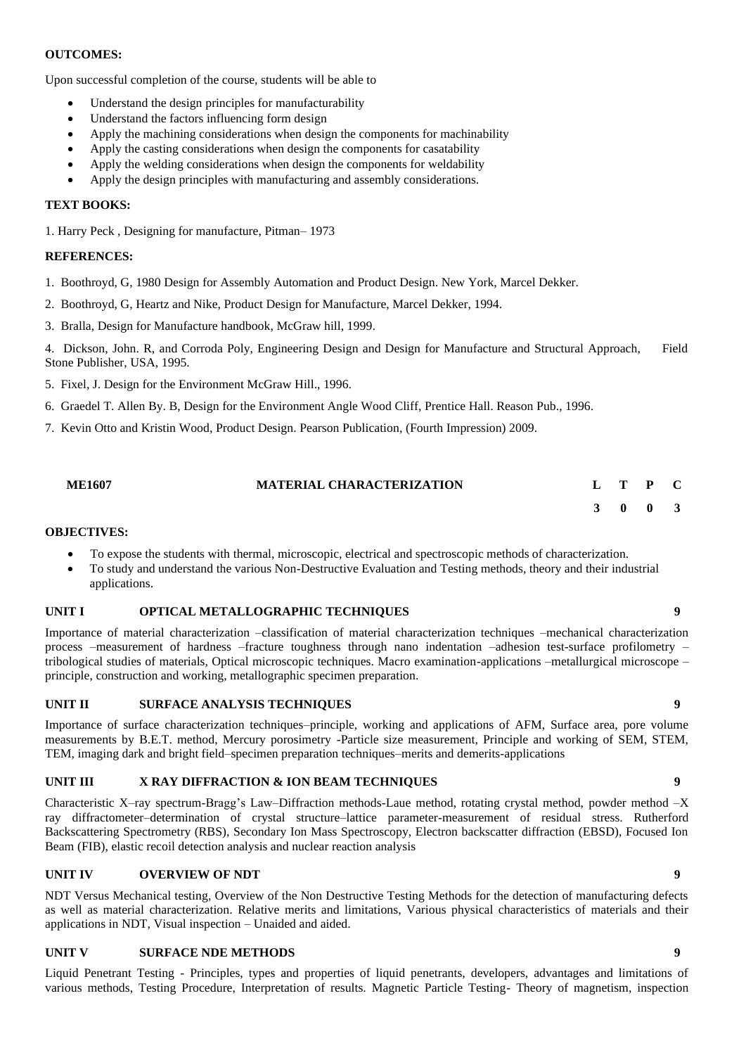**OUTCOMES:**

Upon successful completion of the course, students will be able to

- Understand the design principles for manufacturability
- Understand the factors influencing form design
- Apply the machining considerations when design the components for machinability
- Apply the casting considerations when design the components for casatability
- Apply the welding considerations when design the components for weldability
- Apply the design principles with manufacturing and assembly considerations.

**TEXT BOOKS:**

1. Harry Peck , Designing for manufacture, Pitman– 1973

**REFERENCES:**

1. Boothroyd, G, 1980 Design for Assembly Automation and Product Design. New York, Marcel Dekker.
2. Boothroyd, G, Heartz and Nike, Product Design for Manufacture, Marcel Dekker, 1994.
3. Bralla, Design for Manufacture handbook, McGraw hill, 1999.
4. Dickson, John. R, and Corroda Poly, Engineering Design and Design for Manufacture and Structural Approach, Field Stone Publisher, USA, 1995.
5. Fixel, J. Design for the Environment McGraw Hill., 1996.
6. Graedel T. Allen By. B, Design for the Environment Angle Wood Cliff, Prentice Hall. Reason Pub., 1996.
7. Kevin Otto and Kristin Wood, Product Design. Pearson Publication, (Fourth Impression) 2009.

| **ME1607** | **MATERIAL CHARACTERIZATION** | **L** | **T** | **P** | **C** |
|---|---|---|---|---|---|
| | | **3** | **0** | **0** | **3** |

**OBJECTIVES:**

- To expose the students with thermal, microscopic, electrical and spectroscopic methods of characterization.
- To study and understand the various Non-Destructive Evaluation and Testing methods, theory and their industrial applications.

**UNIT I OPTICAL METALLOGRAPHIC TECHNIQUES 9**

Importance of material characterization –classification of material characterization techniques –mechanical characterization process –measurement of hardness –fracture toughness through nano indentation –adhesion test-surface profilometry – tribological studies of materials, Optical microscopic techniques. Macro examination-applications –metallurgical microscope – principle, construction and working, metallographic specimen preparation.

**UNIT II SURFACE ANALYSIS TECHNIQUES 9**

Importance of surface characterization techniques–principle, working and applications of AFM, Surface area, pore volume measurements by B.E.T. method, Mercury porosimetry -Particle size measurement, Principle and working of SEM, STEM, TEM, imaging dark and bright field–specimen preparation techniques–merits and demerits-applications

**UNIT III X RAY DIFFRACTION & ION BEAM TECHNIQUES 9**

Characteristic X–ray spectrum-Bragg's Law–Diffraction methods-Laue method, rotating crystal method, powder method –X ray diffractometer–determination of crystal structure–lattice parameter-measurement of residual stress. Rutherford Backscattering Spectrometry (RBS), Secondary Ion Mass Spectroscopy, Electron backscatter diffraction (EBSD), Focused Ion Beam (FIB), elastic recoil detection analysis and nuclear reaction analysis

**UNIT IV OVERVIEW OF NDT 9**

NDT Versus Mechanical testing, Overview of the Non Destructive Testing Methods for the detection of manufacturing defects as well as material characterization. Relative merits and limitations, Various physical characteristics of materials and their applications in NDT, Visual inspection – Unaided and aided.

**UNIT V SURFACE NDE METHODS 9**

Liquid Penetrant Testing - Principles, types and properties of liquid penetrants, developers, advantages and limitations of various methods, Testing Procedure, Interpretation of results. Magnetic Particle Testing- Theory of magnetism, inspection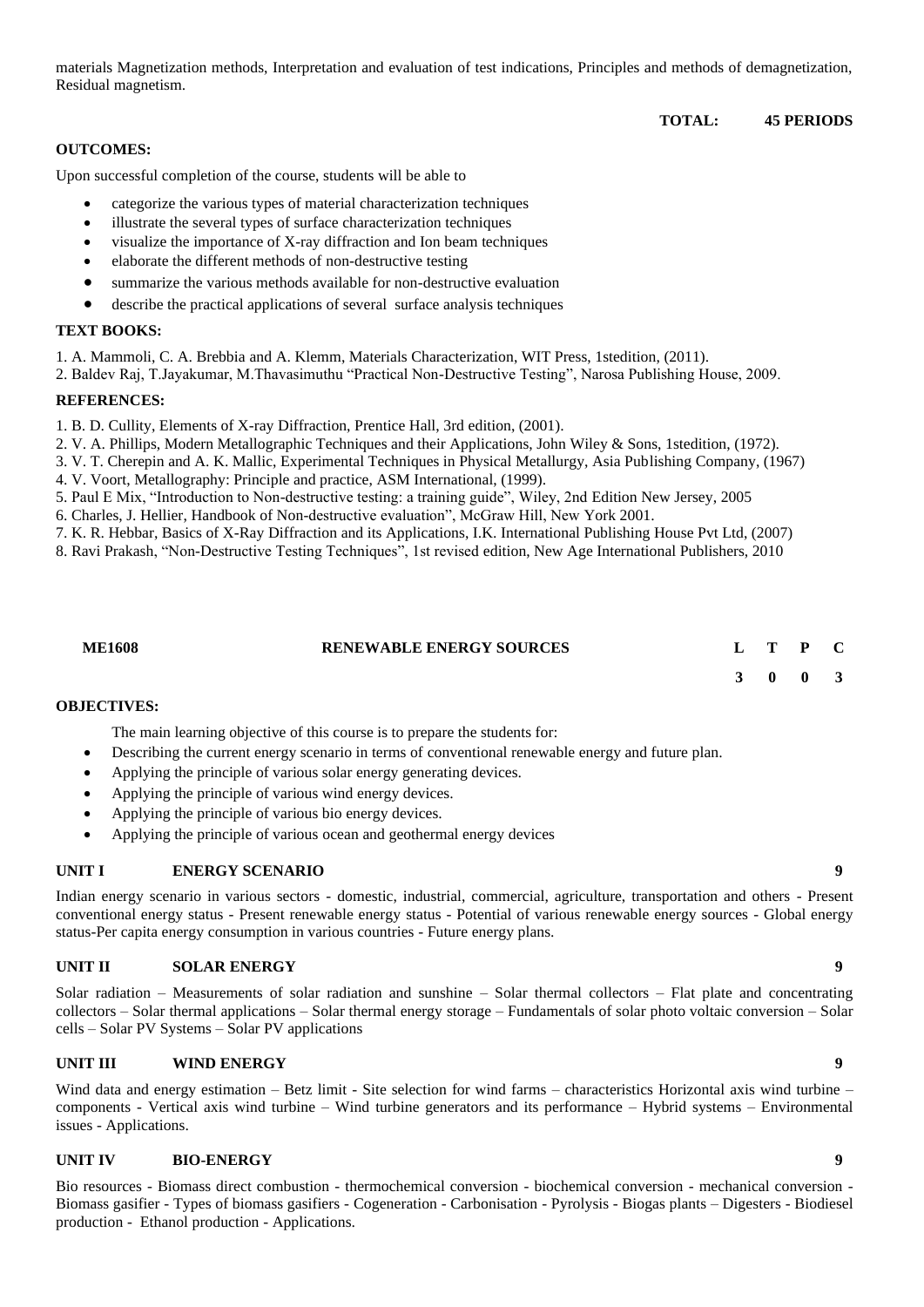materials Magnetization methods, Interpretation and evaluation of test indications, Principles and methods of demagnetization, Residual magnetism.

**TOTAL: 45 PERIODS**

**OUTCOMES:**

Upon successful completion of the course, students will be able to

- categorize the various types of material characterization techniques
- illustrate the several types of surface characterization techniques
- visualize the importance of X-ray diffraction and Ion beam techniques
- elaborate the different methods of non-destructive testing
- summarize the various methods available for non-destructive evaluation
- describe the practical applications of several surface analysis techniques

**TEXT BOOKS:**

1. A. Mammoli, C. A. Brebbia and A. Klemm, Materials Characterization, WIT Press, 1stedition, (2011).
2. Baldev Raj, T.Jayakumar, M.Thavasimuthu "Practical Non-Destructive Testing", Narosa Publishing House, 2009.

**REFERENCES:**

1. B. D. Cullity, Elements of X-ray Diffraction, Prentice Hall, 3rd edition, (2001).
2. V. A. Phillips, Modern Metallographic Techniques and their Applications, John Wiley & Sons, 1stedition, (1972).
3. V. T. Cherepin and A. K. Mallic, Experimental Techniques in Physical Metallurgy, Asia Publishing Company, (1967)
4. V. Voort, Metallography: Principle and practice, ASM International, (1999).
5. Paul E Mix, "Introduction to Non-destructive testing: a training guide", Wiley, 2nd Edition New Jersey, 2005
6. Charles, J. Hellier, Handbook of Non-destructive evaluation", McGraw Hill, New York 2001.
7. K. R. Hebbar, Basics of X-Ray Diffraction and its Applications, I.K. International Publishing House Pvt Ltd, (2007)
8. Ravi Prakash, "Non-Destructive Testing Techniques", 1st revised edition, New Age International Publishers, 2010

| **ME1608** | **RENEWABLE ENERGY SOURCES** | **L** | **T** | **P** | **C** |
|---|---|---|---|---|---|
| | | **3** | **0** | **0** | **3** |

**OBJECTIVES:**

The main learning objective of this course is to prepare the students for:

- Describing the current energy scenario in terms of conventional renewable energy and future plan.
- Applying the principle of various solar energy generating devices.
- Applying the principle of various wind energy devices.
- Applying the principle of various bio energy devices.
- Applying the principle of various ocean and geothermal energy devices

**UNIT I ENERGY SCENARIO 9**

Indian energy scenario in various sectors - domestic, industrial, commercial, agriculture, transportation and others - Present conventional energy status - Present renewable energy status - Potential of various renewable energy sources - Global energy status-Per capita energy consumption in various countries - Future energy plans.

**UNIT II SOLAR ENERGY 9**

Solar radiation – Measurements of solar radiation and sunshine – Solar thermal collectors – Flat plate and concentrating collectors – Solar thermal applications – Solar thermal energy storage – Fundamentals of solar photo voltaic conversion – Solar cells – Solar PV Systems – Solar PV applications

**UNIT III WIND ENERGY 9**

Wind data and energy estimation – Betz limit - Site selection for wind farms – characteristics Horizontal axis wind turbine – components - Vertical axis wind turbine – Wind turbine generators and its performance – Hybrid systems – Environmental issues - Applications.

**UNIT IV BIO-ENERGY 9**

Bio resources - Biomass direct combustion - thermochemical conversion - biochemical conversion - mechanical conversion - Biomass gasifier - Types of biomass gasifiers - Cogeneration - Carbonisation - Pyrolysis - Biogas plants – Digesters - Biodiesel production - Ethanol production - Applications.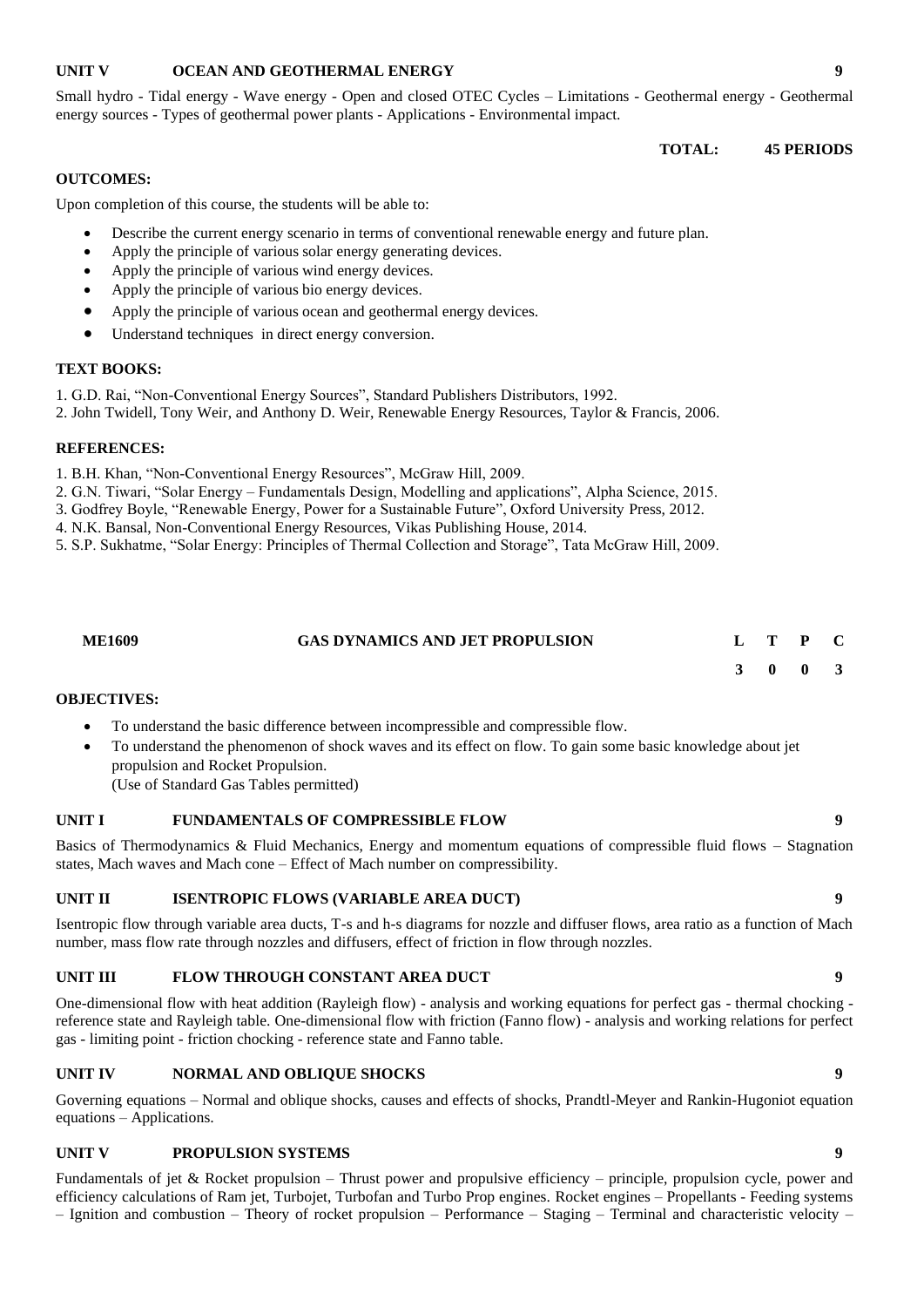**UNIT V OCEAN AND GEOTHERMAL ENERGY 9**

Small hydro - Tidal energy - Wave energy - Open and closed OTEC Cycles – Limitations - Geothermal energy - Geothermal energy sources - Types of geothermal power plants - Applications - Environmental impact.

**TOTAL: 45 PERIODS**

**OUTCOMES:**

Upon completion of this course, the students will be able to:

- Describe the current energy scenario in terms of conventional renewable energy and future plan.
- Apply the principle of various solar energy generating devices.
- Apply the principle of various wind energy devices.
- Apply the principle of various bio energy devices.
- Apply the principle of various ocean and geothermal energy devices.
- Understand techniques in direct energy conversion.

**TEXT BOOKS:**

1. G.D. Rai, "Non-Conventional Energy Sources", Standard Publishers Distributors, 1992.
2. John Twidell, Tony Weir, and Anthony D. Weir, Renewable Energy Resources, Taylor & Francis, 2006.

**REFERENCES:**

1. B.H. Khan, "Non-Conventional Energy Resources", McGraw Hill, 2009.
2. G.N. Tiwari, "Solar Energy – Fundamentals Design, Modelling and applications", Alpha Science, 2015.
3. Godfrey Boyle, "Renewable Energy, Power for a Sustainable Future", Oxford University Press, 2012.
4. N.K. Bansal, Non-Conventional Energy Resources, Vikas Publishing House, 2014.
5. S.P. Sukhatme, "Solar Energy: Principles of Thermal Collection and Storage", Tata McGraw Hill, 2009.

| ME1609 | GAS DYNAMICS AND JET PROPULSION | L | T | P | C |
|---|---|---|---|---|---|
| | | 3 | 0 | 0 | 3 |

**OBJECTIVES:**

- To understand the basic difference between incompressible and compressible flow.
- To understand the phenomenon of shock waves and its effect on flow. To gain some basic knowledge about jet propulsion and Rocket Propulsion.
  (Use of Standard Gas Tables permitted)

**UNIT I FUNDAMENTALS OF COMPRESSIBLE FLOW 9**

Basics of Thermodynamics & Fluid Mechanics, Energy and momentum equations of compressible fluid flows – Stagnation states, Mach waves and Mach cone – Effect of Mach number on compressibility.

**UNIT II ISENTROPIC FLOWS (VARIABLE AREA DUCT) 9**

Isentropic flow through variable area ducts, T-s and h-s diagrams for nozzle and diffuser flows, area ratio as a function of Mach number, mass flow rate through nozzles and diffusers, effect of friction in flow through nozzles.

**UNIT III FLOW THROUGH CONSTANT AREA DUCT 9**

One-dimensional flow with heat addition (Rayleigh flow) - analysis and working equations for perfect gas - thermal chocking - reference state and Rayleigh table. One-dimensional flow with friction (Fanno flow) - analysis and working relations for perfect gas - limiting point - friction chocking - reference state and Fanno table.

**UNIT IV NORMAL AND OBLIQUE SHOCKS 9**

Governing equations – Normal and oblique shocks, causes and effects of shocks, Prandtl-Meyer and Rankin-Hugoniot equation equations – Applications.

**UNIT V PROPULSION SYSTEMS 9**

Fundamentals of jet & Rocket propulsion – Thrust power and propulsive efficiency – principle, propulsion cycle, power and efficiency calculations of Ram jet, Turbojet, Turbofan and Turbo Prop engines. Rocket engines – Propellants - Feeding systems – Ignition and combustion – Theory of rocket propulsion – Performance – Staging – Terminal and characteristic velocity –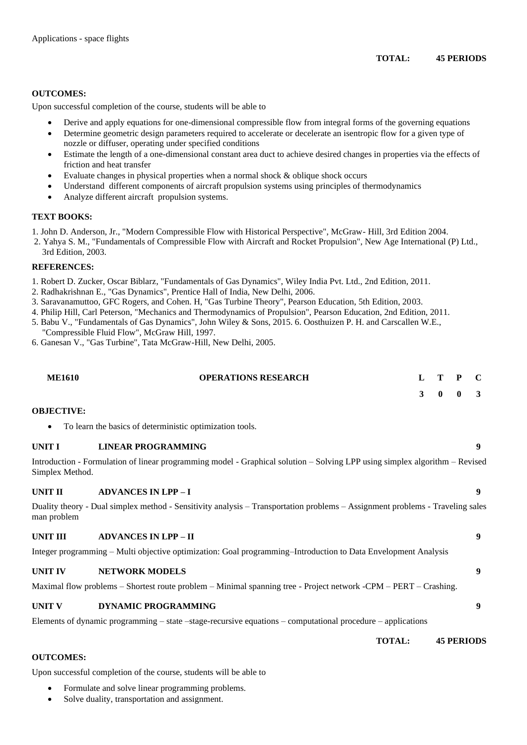Applications - space flights

**TOTAL: 45 PERIODS**

**OUTCOMES:**

Upon successful completion of the course, students will be able to

- Derive and apply equations for one-dimensional compressible flow from integral forms of the governing equations
- Determine geometric design parameters required to accelerate or decelerate an isentropic flow for a given type of nozzle or diffuser, operating under specified conditions
- Estimate the length of a one-dimensional constant area duct to achieve desired changes in properties via the effects of friction and heat transfer
- Evaluate changes in physical properties when a normal shock & oblique shock occurs
- Understand different components of aircraft propulsion systems using principles of thermodynamics
- Analyze different aircraft propulsion systems.

**TEXT BOOKS:**

1. John D. Anderson, Jr., "Modern Compressible Flow with Historical Perspective", McGraw- Hill, 3rd Edition 2004.
2. Yahya S. M., "Fundamentals of Compressible Flow with Aircraft and Rocket Propulsion", New Age International (P) Ltd., 3rd Edition, 2003.

**REFERENCES:**

1. Robert D. Zucker, Oscar Biblarz, "Fundamentals of Gas Dynamics", Wiley India Pvt. Ltd., 2nd Edition, 2011.
2. Radhakrishnan E., "Gas Dynamics", Prentice Hall of India, New Delhi, 2006.
3. Saravanamuttoo, GFC Rogers, and Cohen. H, "Gas Turbine Theory", Pearson Education, 5th Edition, 2003.
4. Philip Hill, Carl Peterson, "Mechanics and Thermodynamics of Propulsion", Pearson Education, 2nd Edition, 2011.
5. Babu V., "Fundamentals of Gas Dynamics", John Wiley & Sons, 2015. 6. Oosthuizen P. H. and Carscallen W.E., "Compressible Fluid Flow", McGraw Hill, 1997.
6. Ganesan V., "Gas Turbine", Tata McGraw-Hill, New Delhi, 2005.

| ME1610 | OPERATIONS RESEARCH | L | T | P | C |
|---|---|---|---|---|---|
| | | 3 | 0 | 0 | 3 |

**OBJECTIVE:**

- To learn the basics of deterministic optimization tools.

**UNIT I LINEAR PROGRAMMING 9**

Introduction - Formulation of linear programming model - Graphical solution – Solving LPP using simplex algorithm – Revised Simplex Method.

**UNIT II ADVANCES IN LPP – I 9**

Duality theory - Dual simplex method - Sensitivity analysis – Transportation problems – Assignment problems - Traveling sales man problem

**UNIT III ADVANCES IN LPP – II 9**

Integer programming – Multi objective optimization: Goal programming–Introduction to Data Envelopment Analysis

**UNIT IV NETWORK MODELS 9**

Maximal flow problems – Shortest route problem – Minimal spanning tree - Project network -CPM – PERT – Crashing.

**UNIT V DYNAMIC PROGRAMMING 9**

Elements of dynamic programming – state –stage-recursive equations – computational procedure – applications

**TOTAL: 45 PERIODS**

**OUTCOMES:**

Upon successful completion of the course, students will be able to

- Formulate and solve linear programming problems.
- Solve duality, transportation and assignment.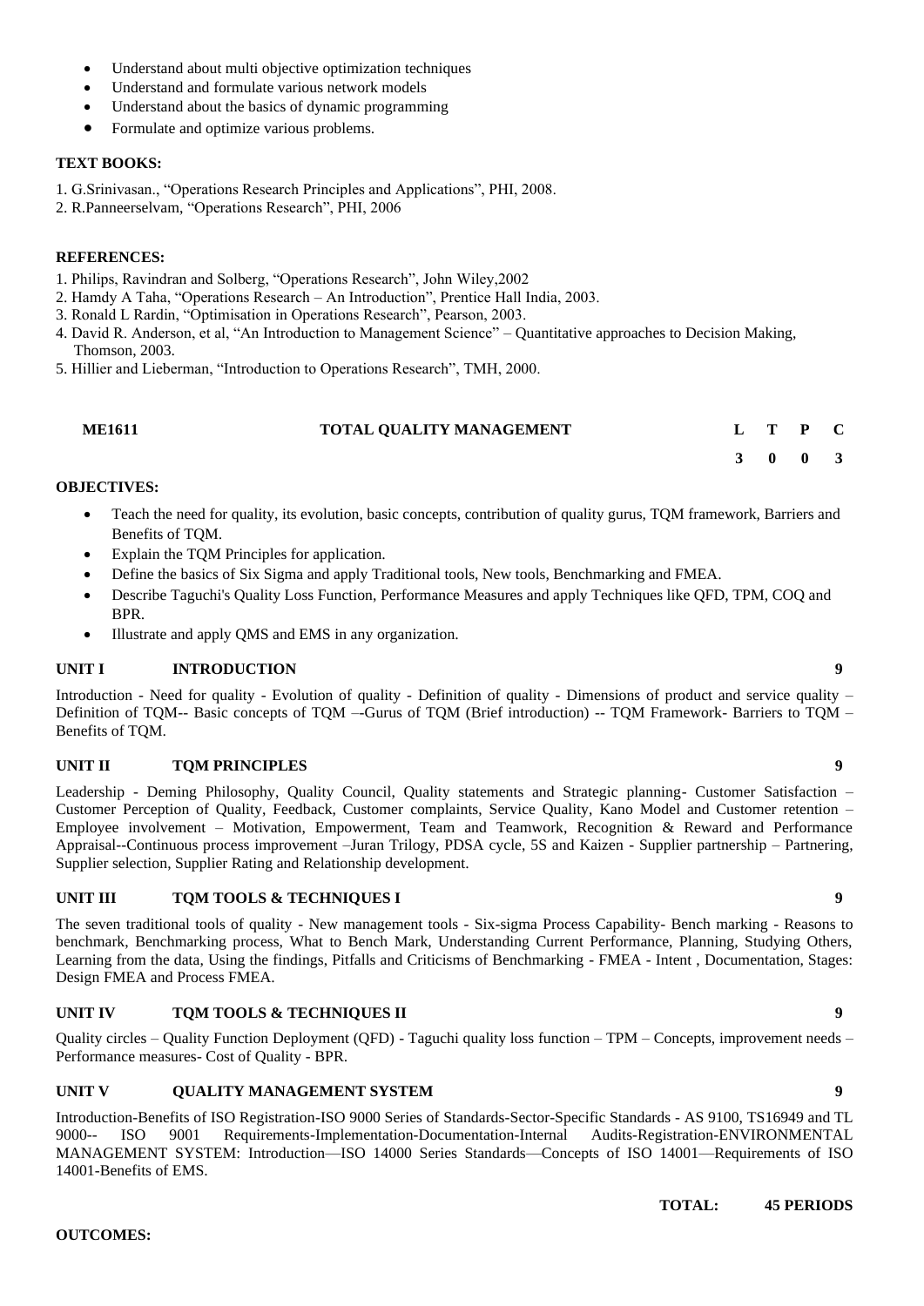- Understand about multi objective optimization techniques
- Understand and formulate various network models
- Understand about the basics of dynamic programming
- Formulate and optimize various problems.

**TEXT BOOKS:**

1. G.Srinivasan., "Operations Research Principles and Applications", PHI, 2008.
2. R.Panneerselvam, "Operations Research", PHI, 2006

**REFERENCES:**

1. Philips, Ravindran and Solberg, "Operations Research", John Wiley,2002
2. Hamdy A Taha, "Operations Research – An Introduction", Prentice Hall India, 2003.
3. Ronald L Rardin, "Optimisation in Operations Research", Pearson, 2003.
4. David R. Anderson, et al, "An Introduction to Management Science" – Quantitative approaches to Decision Making, Thomson, 2003.
5. Hillier and Lieberman, "Introduction to Operations Research", TMH, 2000.

| **ME1611** | **TOTAL QUALITY MANAGEMENT** | **L** | **T** | **P** | **C** |
|---|---|---|---|---|---|
| | | **3** | **0** | **0** | **3** |

**OBJECTIVES:**

- Teach the need for quality, its evolution, basic concepts, contribution of quality gurus, TQM framework, Barriers and Benefits of TQM.
- Explain the TQM Principles for application.
- Define the basics of Six Sigma and apply Traditional tools, New tools, Benchmarking and FMEA.
- Describe Taguchi's Quality Loss Function, Performance Measures and apply Techniques like QFD, TPM, COQ and BPR.
- Illustrate and apply QMS and EMS in any organization.

**UNIT I INTRODUCTION 9**

Introduction - Need for quality - Evolution of quality - Definition of quality - Dimensions of product and service quality – Definition of TQM-- Basic concepts of TQM –-Gurus of TQM (Brief introduction) -- TQM Framework- Barriers to TQM – Benefits of TQM.

**UNIT II TQM PRINCIPLES 9**

Leadership - Deming Philosophy, Quality Council, Quality statements and Strategic planning- Customer Satisfaction – Customer Perception of Quality, Feedback, Customer complaints, Service Quality, Kano Model and Customer retention – Employee involvement – Motivation, Empowerment, Team and Teamwork, Recognition & Reward and Performance Appraisal--Continuous process improvement –Juran Trilogy, PDSA cycle, 5S and Kaizen - Supplier partnership – Partnering, Supplier selection, Supplier Rating and Relationship development.

**UNIT III TQM TOOLS & TECHNIQUES I 9**

The seven traditional tools of quality - New management tools - Six-sigma Process Capability- Bench marking - Reasons to benchmark, Benchmarking process, What to Bench Mark, Understanding Current Performance, Planning, Studying Others, Learning from the data, Using the findings, Pitfalls and Criticisms of Benchmarking - FMEA - Intent , Documentation, Stages: Design FMEA and Process FMEA.

**UNIT IV TQM TOOLS & TECHNIQUES II 9**

Quality circles – Quality Function Deployment (QFD) - Taguchi quality loss function – TPM – Concepts, improvement needs – Performance measures- Cost of Quality - BPR.

**UNIT V QUALITY MANAGEMENT SYSTEM 9**

Introduction-Benefits of ISO Registration-ISO 9000 Series of Standards-Sector-Specific Standards - AS 9100, TS16949 and TL 9000-- ISO 9001 Requirements-Implementation-Documentation-Internal Audits-Registration-ENVIRONMENTAL MANAGEMENT SYSTEM: Introduction—ISO 14000 Series Standards—Concepts of ISO 14001—Requirements of ISO 14001-Benefits of EMS.

**TOTAL: 45 PERIODS**

**OUTCOMES:**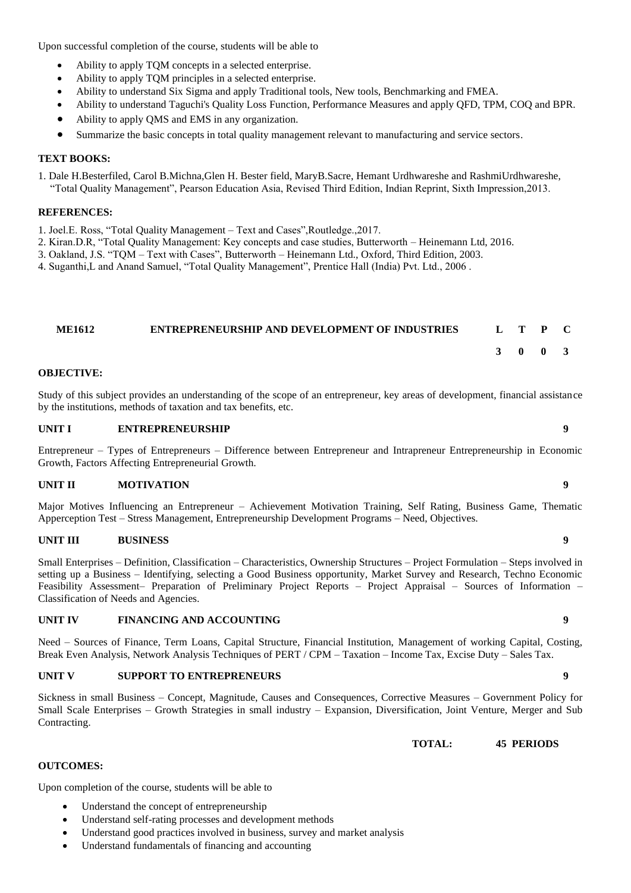Upon successful completion of the course, students will be able to

- Ability to apply TQM concepts in a selected enterprise.
- Ability to apply TQM principles in a selected enterprise.
- Ability to understand Six Sigma and apply Traditional tools, New tools, Benchmarking and FMEA.
- Ability to understand Taguchi's Quality Loss Function, Performance Measures and apply QFD, TPM, COQ and BPR.
- Ability to apply QMS and EMS in any organization.
- Summarize the basic concepts in total quality management relevant to manufacturing and service sectors.

**TEXT BOOKS:**

1. Dale H.Besterfiled, Carol B.Michna,Glen H. Bester field, MaryB.Sacre, Hemant Urdhwareshe and RashmiUrdhwareshe, "Total Quality Management", Pearson Education Asia, Revised Third Edition, Indian Reprint, Sixth Impression,2013.

**REFERENCES:**

1. Joel.E. Ross, "Total Quality Management – Text and Cases",Routledge.,2017.
2. Kiran.D.R, "Total Quality Management: Key concepts and case studies, Butterworth – Heinemann Ltd, 2016.
3. Oakland, J.S. "TQM – Text with Cases", Butterworth – Heinemann Ltd., Oxford, Third Edition, 2003.
4. Suganthi,L and Anand Samuel, "Total Quality Management", Prentice Hall (India) Pvt. Ltd., 2006 .

| ME1612 | ENTREPRENEURSHIP AND DEVELOPMENT OF INDUSTRIES | L | T | P | C |
|---|---|---|---|---|---|
| | | 3 | 0 | 0 | 3 |

**OBJECTIVE:**

Study of this subject provides an understanding of the scope of an entrepreneur, key areas of development, financial assistance by the institutions, methods of taxation and tax benefits, etc.

**UNIT I ENTREPRENEURSHIP 9**

Entrepreneur – Types of Entrepreneurs – Difference between Entrepreneur and Intrapreneur Entrepreneurship in Economic Growth, Factors Affecting Entrepreneurial Growth.

**UNIT II MOTIVATION 9**

Major Motives Influencing an Entrepreneur – Achievement Motivation Training, Self Rating, Business Game, Thematic Apperception Test – Stress Management, Entrepreneurship Development Programs – Need, Objectives.

**UNIT III BUSINESS 9**

Small Enterprises – Definition, Classification – Characteristics, Ownership Structures – Project Formulation – Steps involved in setting up a Business – Identifying, selecting a Good Business opportunity, Market Survey and Research, Techno Economic Feasibility Assessment– Preparation of Preliminary Project Reports – Project Appraisal – Sources of Information – Classification of Needs and Agencies.

**UNIT IV FINANCING AND ACCOUNTING 9**

Need – Sources of Finance, Term Loans, Capital Structure, Financial Institution, Management of working Capital, Costing, Break Even Analysis, Network Analysis Techniques of PERT / CPM – Taxation – Income Tax, Excise Duty – Sales Tax.

**UNIT V SUPPORT TO ENTREPRENEURS 9**

Sickness in small Business – Concept, Magnitude, Causes and Consequences, Corrective Measures – Government Policy for Small Scale Enterprises – Growth Strategies in small industry – Expansion, Diversification, Joint Venture, Merger and Sub Contracting.

**TOTAL: 45 PERIODS**

**OUTCOMES:**

Upon completion of the course, students will be able to

- Understand the concept of entrepreneurship
- Understand self-rating processes and development methods
- Understand good practices involved in business, survey and market analysis
- Understand fundamentals of financing and accounting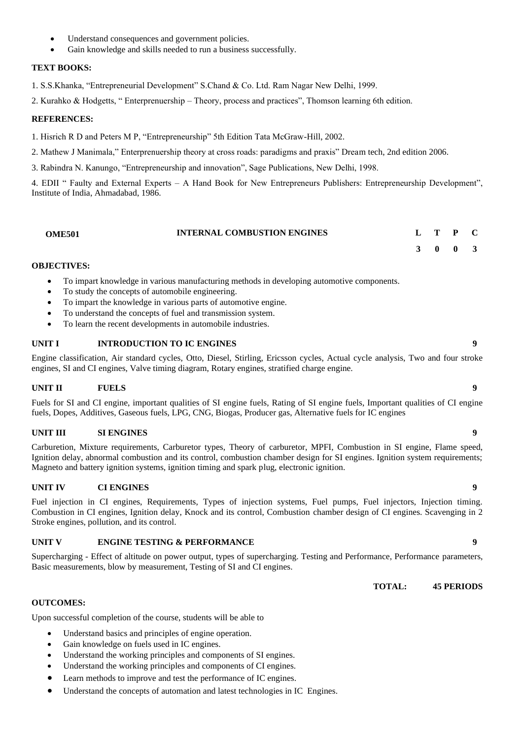- Understand consequences and government policies.
- Gain knowledge and skills needed to run a business successfully.

**TEXT BOOKS:**

1. S.S.Khanka, "Entrepreneurial Development" S.Chand & Co. Ltd. Ram Nagar New Delhi, 1999.

2. Kurahko & Hodgetts, " Enterprenuership – Theory, process and practices", Thomson learning 6th edition.

**REFERENCES:**

1. Hisrich R D and Peters M P, "Entrepreneurship" 5th Edition Tata McGraw-Hill, 2002.

2. Mathew J Manimala," Enterprenuership theory at cross roads: paradigms and praxis" Dream tech, 2nd edition 2006.

3. Rabindra N. Kanungo, "Entrepreneurship and innovation", Sage Publications, New Delhi, 1998.

4. EDII " Faulty and External Experts – A Hand Book for New Entrepreneurs Publishers: Entrepreneurship Development", Institute of India, Ahmadabad, 1986.

| OME501 | INTERNAL COMBUSTION ENGINES | L | T | P | C |
|---|---|---|---|---|---|
| | | 3 | 0 | 0 | 3 |

**OBJECTIVES:**

- To impart knowledge in various manufacturing methods in developing automotive components.
- To study the concepts of automobile engineering.
- To impart the knowledge in various parts of automotive engine.
- To understand the concepts of fuel and transmission system.
- To learn the recent developments in automobile industries.

**UNIT I INTRODUCTION TO IC ENGINES — 9**

Engine classification, Air standard cycles, Otto, Diesel, Stirling, Ericsson cycles, Actual cycle analysis, Two and four stroke engines, SI and CI engines, Valve timing diagram, Rotary engines, stratified charge engine.

**UNIT II FUELS — 9**

Fuels for SI and CI engine, important qualities of SI engine fuels, Rating of SI engine fuels, Important qualities of CI engine fuels, Dopes, Additives, Gaseous fuels, LPG, CNG, Biogas, Producer gas, Alternative fuels for IC engines

**UNIT III SI ENGINES — 9**

Carburetion, Mixture requirements, Carburetor types, Theory of carburetor, MPFI, Combustion in SI engine, Flame speed, Ignition delay, abnormal combustion and its control, combustion chamber design for SI engines. Ignition system requirements; Magneto and battery ignition systems, ignition timing and spark plug, electronic ignition.

**UNIT IV CI ENGINES — 9**

Fuel injection in CI engines, Requirements, Types of injection systems, Fuel pumps, Fuel injectors, Injection timing. Combustion in CI engines, Ignition delay, Knock and its control, Combustion chamber design of CI engines. Scavenging in 2 Stroke engines, pollution, and its control.

**UNIT V ENGINE TESTING & PERFORMANCE — 9**

Supercharging - Effect of altitude on power output, types of supercharging. Testing and Performance, Performance parameters, Basic measurements, blow by measurement, Testing of SI and CI engines.

**TOTAL: 45 PERIODS**

**OUTCOMES:**

Upon successful completion of the course, students will be able to

- Understand basics and principles of engine operation.
- Gain knowledge on fuels used in IC engines.
- Understand the working principles and components of SI engines.
- Understand the working principles and components of CI engines.
- Learn methods to improve and test the performance of IC engines.
- Understand the concepts of automation and latest technologies in IC Engines.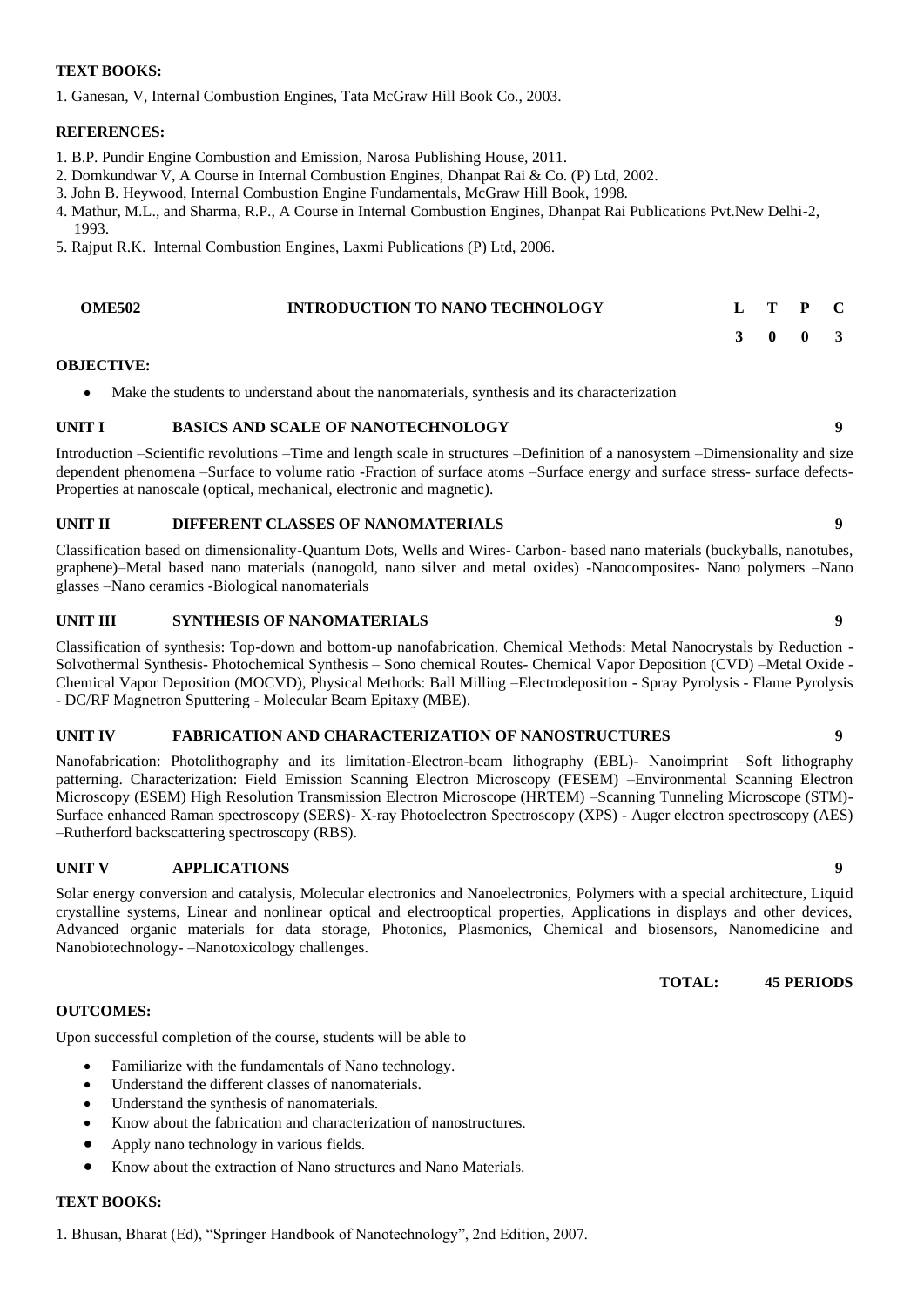**TEXT BOOKS:**

1. Ganesan, V, Internal Combustion Engines, Tata McGraw Hill Book Co., 2003.

**REFERENCES:**

1. B.P. Pundir Engine Combustion and Emission, Narosa Publishing House, 2011.
2. Domkundwar V, A Course in Internal Combustion Engines, Dhanpat Rai & Co. (P) Ltd, 2002.
3. John B. Heywood, Internal Combustion Engine Fundamentals, McGraw Hill Book, 1998.
4. Mathur, M.L., and Sharma, R.P., A Course in Internal Combustion Engines, Dhanpat Rai Publications Pvt.New Delhi-2, 1993.
5. Rajput R.K. Internal Combustion Engines, Laxmi Publications (P) Ltd, 2006.

| OME502 | INTRODUCTION TO NANO TECHNOLOGY | L | T | P | C |
|---|---|---|---|---|---|
| | | 3 | 0 | 0 | 3 |

**OBJECTIVE:**

- Make the students to understand about the nanomaterials, synthesis and its characterization

**UNIT I BASICS AND SCALE OF NANOTECHNOLOGY** **9**

Introduction –Scientific revolutions –Time and length scale in structures –Definition of a nanosystem –Dimensionality and size dependent phenomena –Surface to volume ratio -Fraction of surface atoms –Surface energy and surface stress- surface defects-Properties at nanoscale (optical, mechanical, electronic and magnetic).

**UNIT II DIFFERENT CLASSES OF NANOMATERIALS** **9**

Classification based on dimensionality-Quantum Dots, Wells and Wires- Carbon- based nano materials (buckyballs, nanotubes, graphene)–Metal based nano materials (nanogold, nano silver and metal oxides) -Nanocomposites- Nano polymers –Nano glasses –Nano ceramics -Biological nanomaterials

**UNIT III SYNTHESIS OF NANOMATERIALS** **9**

Classification of synthesis: Top-down and bottom-up nanofabrication. Chemical Methods: Metal Nanocrystals by Reduction - Solvothermal Synthesis- Photochemical Synthesis – Sono chemical Routes- Chemical Vapor Deposition (CVD) –Metal Oxide - Chemical Vapor Deposition (MOCVD), Physical Methods: Ball Milling –Electrodeposition - Spray Pyrolysis - Flame Pyrolysis - DC/RF Magnetron Sputtering - Molecular Beam Epitaxy (MBE).

**UNIT IV FABRICATION AND CHARACTERIZATION OF NANOSTRUCTURES** **9**

Nanofabrication: Photolithography and its limitation-Electron-beam lithography (EBL)- Nanoimprint –Soft lithography patterning. Characterization: Field Emission Scanning Electron Microscopy (FESEM) –Environmental Scanning Electron Microscopy (ESEM) High Resolution Transmission Electron Microscope (HRTEM) –Scanning Tunneling Microscope (STM)- Surface enhanced Raman spectroscopy (SERS)- X-ray Photoelectron Spectroscopy (XPS) - Auger electron spectroscopy (AES) –Rutherford backscattering spectroscopy (RBS).

**UNIT V APPLICATIONS** **9**

Solar energy conversion and catalysis, Molecular electronics and Nanoelectronics, Polymers with a special architecture, Liquid crystalline systems, Linear and nonlinear optical and electrooptical properties, Applications in displays and other devices, Advanced organic materials for data storage, Photonics, Plasmonics, Chemical and biosensors, Nanomedicine and Nanobiotechnology- –Nanotoxicology challenges.

**TOTAL: 45 PERIODS**

**OUTCOMES:**

Upon successful completion of the course, students will be able to

- Familiarize with the fundamentals of Nano technology.
- Understand the different classes of nanomaterials.
- Understand the synthesis of nanomaterials.
- Know about the fabrication and characterization of nanostructures.
- Apply nano technology in various fields.
- Know about the extraction of Nano structures and Nano Materials.

**TEXT BOOKS:**

1. Bhusan, Bharat (Ed), "Springer Handbook of Nanotechnology", 2nd Edition, 2007.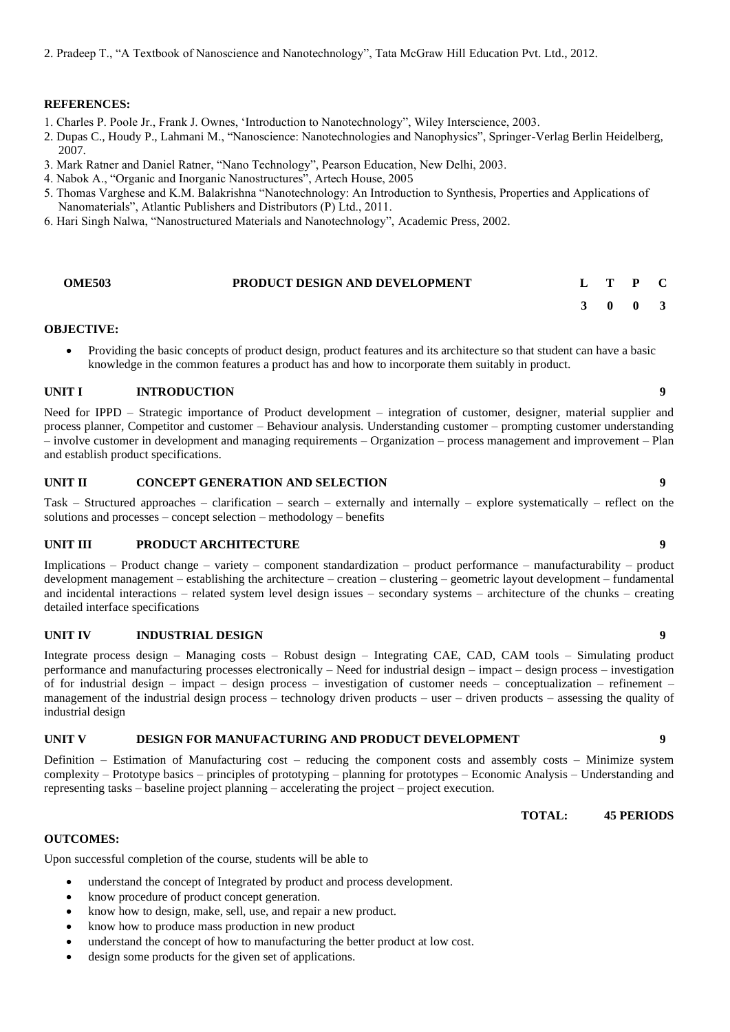2. Pradeep T., "A Textbook of Nanoscience and Nanotechnology", Tata McGraw Hill Education Pvt. Ltd., 2012.

**REFERENCES:**

1. Charles P. Poole Jr., Frank J. Ownes, 'Introduction to Nanotechnology", Wiley Interscience, 2003.
2. Dupas C., Houdy P., Lahmani M., "Nanoscience: Nanotechnologies and Nanophysics", Springer-Verlag Berlin Heidelberg, 2007.
3. Mark Ratner and Daniel Ratner, "Nano Technology", Pearson Education, New Delhi, 2003.
4. Nabok A., "Organic and Inorganic Nanostructures", Artech House, 2005
5. Thomas Varghese and K.M. Balakrishna "Nanotechnology: An Introduction to Synthesis, Properties and Applications of Nanomaterials", Atlantic Publishers and Distributors (P) Ltd., 2011.
6. Hari Singh Nalwa, "Nanostructured Materials and Nanotechnology", Academic Press, 2002.

| OME503 | PRODUCT DESIGN AND DEVELOPMENT | L | T | P | C |
|---|---|---|---|---|---|
| | | 3 | 0 | 0 | 3 |

**OBJECTIVE:**

- Providing the basic concepts of product design, product features and its architecture so that student can have a basic knowledge in the common features a product has and how to incorporate them suitably in product.

**UNIT I INTRODUCTION** **9**

Need for IPPD – Strategic importance of Product development – integration of customer, designer, material supplier and process planner, Competitor and customer – Behaviour analysis. Understanding customer – prompting customer understanding – involve customer in development and managing requirements – Organization – process management and improvement – Plan and establish product specifications.

**UNIT II CONCEPT GENERATION AND SELECTION** **9**

Task – Structured approaches – clarification – search – externally and internally – explore systematically – reflect on the solutions and processes – concept selection – methodology – benefits

**UNIT III PRODUCT ARCHITECTURE** **9**

Implications – Product change – variety – component standardization – product performance – manufacturability – product development management – establishing the architecture – creation – clustering – geometric layout development – fundamental and incidental interactions – related system level design issues – secondary systems – architecture of the chunks – creating detailed interface specifications

**UNIT IV INDUSTRIAL DESIGN** **9**

Integrate process design – Managing costs – Robust design – Integrating CAE, CAD, CAM tools – Simulating product performance and manufacturing processes electronically – Need for industrial design – impact – design process – investigation of for industrial design – impact – design process – investigation of customer needs – conceptualization – refinement – management of the industrial design process – technology driven products – user – driven products – assessing the quality of industrial design

**UNIT V DESIGN FOR MANUFACTURING AND PRODUCT DEVELOPMENT** **9**

Definition – Estimation of Manufacturing cost – reducing the component costs and assembly costs – Minimize system complexity – Prototype basics – principles of prototyping – planning for prototypes – Economic Analysis – Understanding and representing tasks – baseline project planning – accelerating the project – project execution.

**TOTAL: 45 PERIODS**

**OUTCOMES:**

Upon successful completion of the course, students will be able to

- understand the concept of Integrated by product and process development.
- know procedure of product concept generation.
- know how to design, make, sell, use, and repair a new product.
- know how to produce mass production in new product
- understand the concept of how to manufacturing the better product at low cost.
- design some products for the given set of applications.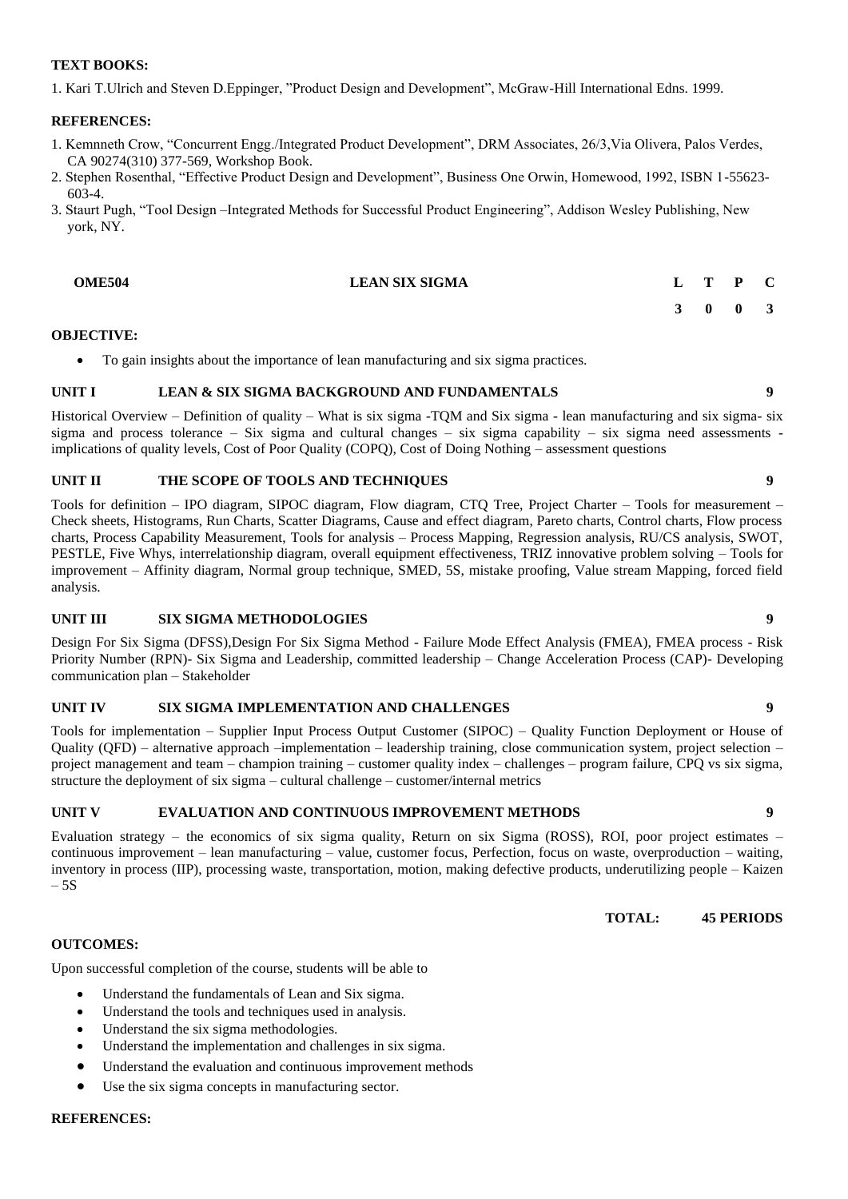**TEXT BOOKS:**

1. Kari T.Ulrich and Steven D.Eppinger, "Product Design and Development", McGraw-Hill International Edns. 1999.

**REFERENCES:**

1. Kemnneth Crow, "Concurrent Engg./Integrated Product Development", DRM Associates, 26/3,Via Olivera, Palos Verdes, CA 90274(310) 377-569, Workshop Book.
2. Stephen Rosenthal, "Effective Product Design and Development", Business One Orwin, Homewood, 1992, ISBN 1-55623-603-4.
3. Staurt Pugh, "Tool Design –Integrated Methods for Successful Product Engineering", Addison Wesley Publishing, New york, NY.

| OME504 | LEAN SIX SIGMA | L | T | P | C |
|---|---|---|---|---|---|
| | | 3 | 0 | 0 | 3 |

**OBJECTIVE:**

- To gain insights about the importance of lean manufacturing and six sigma practices.

**UNIT I LEAN & SIX SIGMA BACKGROUND AND FUNDAMENTALS 9**

Historical Overview – Definition of quality – What is six sigma -TQM and Six sigma - lean manufacturing and six sigma- six sigma and process tolerance – Six sigma and cultural changes – six sigma capability – six sigma need assessments - implications of quality levels, Cost of Poor Quality (COPQ), Cost of Doing Nothing – assessment questions

**UNIT II THE SCOPE OF TOOLS AND TECHNIQUES 9**

Tools for definition – IPO diagram, SIPOC diagram, Flow diagram, CTQ Tree, Project Charter – Tools for measurement – Check sheets, Histograms, Run Charts, Scatter Diagrams, Cause and effect diagram, Pareto charts, Control charts, Flow process charts, Process Capability Measurement, Tools for analysis – Process Mapping, Regression analysis, RU/CS analysis, SWOT, PESTLE, Five Whys, interrelationship diagram, overall equipment effectiveness, TRIZ innovative problem solving – Tools for improvement – Affinity diagram, Normal group technique, SMED, 5S, mistake proofing, Value stream Mapping, forced field analysis.

**UNIT III SIX SIGMA METHODOLOGIES 9**

Design For Six Sigma (DFSS),Design For Six Sigma Method - Failure Mode Effect Analysis (FMEA), FMEA process - Risk Priority Number (RPN)- Six Sigma and Leadership, committed leadership – Change Acceleration Process (CAP)- Developing communication plan – Stakeholder

**UNIT IV SIX SIGMA IMPLEMENTATION AND CHALLENGES 9**

Tools for implementation – Supplier Input Process Output Customer (SIPOC) – Quality Function Deployment or House of Quality (QFD) – alternative approach –implementation – leadership training, close communication system, project selection – project management and team – champion training – customer quality index – challenges – program failure, CPQ vs six sigma, structure the deployment of six sigma – cultural challenge – customer/internal metrics

**UNIT V EVALUATION AND CONTINUOUS IMPROVEMENT METHODS 9**

Evaluation strategy – the economics of six sigma quality, Return on six Sigma (ROSS), ROI, poor project estimates – continuous improvement – lean manufacturing – value, customer focus, Perfection, focus on waste, overproduction – waiting, inventory in process (IIP), processing waste, transportation, motion, making defective products, underutilizing people – Kaizen – 5S

**TOTAL: 45 PERIODS**

**OUTCOMES:**

Upon successful completion of the course, students will be able to

- Understand the fundamentals of Lean and Six sigma.
- Understand the tools and techniques used in analysis.
- Understand the six sigma methodologies.
- Understand the implementation and challenges in six sigma.
- Understand the evaluation and continuous improvement methods
- Use the six sigma concepts in manufacturing sector.

**REFERENCES:**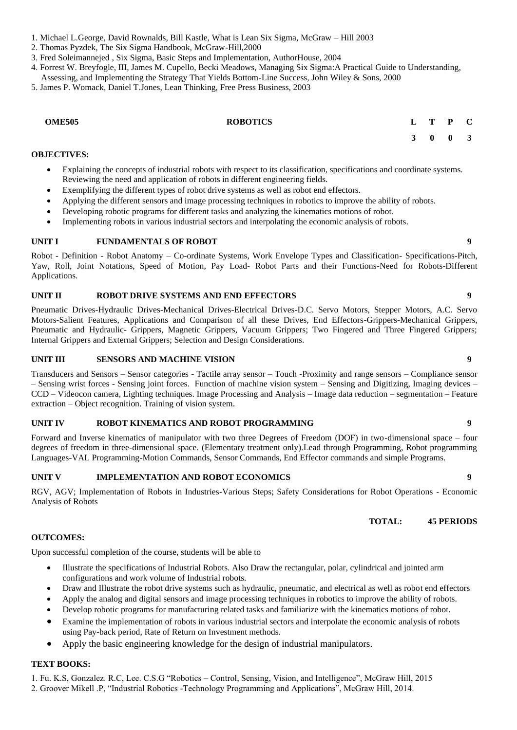1. Michael L.George, David Rownalds, Bill Kastle, What is Lean Six Sigma, McGraw – Hill 2003
2. Thomas Pyzdek, The Six Sigma Handbook, McGraw-Hill,2000
3. Fred Soleimannejed , Six Sigma, Basic Steps and Implementation, AuthorHouse, 2004
4. Forrest W. Breyfogle, III, James M. Cupello, Becki Meadows, Managing Six Sigma:A Practical Guide to Understanding, Assessing, and Implementing the Strategy That Yields Bottom-Line Success, John Wiley & Sons, 2000
5. James P. Womack, Daniel T.Jones, Lean Thinking, Free Press Business, 2003

| **OME505** | **ROBOTICS** | **L** | **T** | **P** | **C** |
|---|---|---|---|---|---|
| | | **3** | **0** | **0** | **3** |

**OBJECTIVES:**

- Explaining the concepts of industrial robots with respect to its classification, specifications and coordinate systems. Reviewing the need and application of robots in different engineering fields.
- Exemplifying the different types of robot drive systems as well as robot end effectors.
- Applying the different sensors and image processing techniques in robotics to improve the ability of robots.
- Developing robotic programs for different tasks and analyzing the kinematics motions of robot.
- Implementing robots in various industrial sectors and interpolating the economic analysis of robots.

**UNIT I FUNDAMENTALS OF ROBOT 9**

Robot - Definition - Robot Anatomy – Co-ordinate Systems, Work Envelope Types and Classification- Specifications-Pitch, Yaw, Roll, Joint Notations, Speed of Motion, Pay Load- Robot Parts and their Functions-Need for Robots-Different Applications.

**UNIT II ROBOT DRIVE SYSTEMS AND END EFFECTORS 9**

Pneumatic Drives-Hydraulic Drives-Mechanical Drives-Electrical Drives-D.C. Servo Motors, Stepper Motors, A.C. Servo Motors-Salient Features, Applications and Comparison of all these Drives, End Effectors-Grippers-Mechanical Grippers, Pneumatic and Hydraulic- Grippers, Magnetic Grippers, Vacuum Grippers; Two Fingered and Three Fingered Grippers; Internal Grippers and External Grippers; Selection and Design Considerations.

**UNIT III SENSORS AND MACHINE VISION 9**

Transducers and Sensors – Sensor categories - Tactile array sensor – Touch -Proximity and range sensors – Compliance sensor – Sensing wrist forces - Sensing joint forces. Function of machine vision system – Sensing and Digitizing, Imaging devices – CCD – Videocon camera, Lighting techniques. Image Processing and Analysis – Image data reduction – segmentation – Feature extraction – Object recognition. Training of vision system.

**UNIT IV ROBOT KINEMATICS AND ROBOT PROGRAMMING 9**

Forward and Inverse kinematics of manipulator with two three Degrees of Freedom (DOF) in two-dimensional space – four degrees of freedom in three-dimensional space. (Elementary treatment only).Lead through Programming, Robot programming Languages-VAL Programming-Motion Commands, Sensor Commands, End Effector commands and simple Programs.

**UNIT V IMPLEMENTATION AND ROBOT ECONOMICS 9**

RGV, AGV; Implementation of Robots in Industries-Various Steps; Safety Considerations for Robot Operations - Economic Analysis of Robots

**TOTAL: 45 PERIODS**

**OUTCOMES:**

Upon successful completion of the course, students will be able to

- Illustrate the specifications of Industrial Robots. Also Draw the rectangular, polar, cylindrical and jointed arm configurations and work volume of Industrial robots.
- Draw and Illustrate the robot drive systems such as hydraulic, pneumatic, and electrical as well as robot end effectors
- Apply the analog and digital sensors and image processing techniques in robotics to improve the ability of robots.
- Develop robotic programs for manufacturing related tasks and familiarize with the kinematics motions of robot.
- Examine the implementation of robots in various industrial sectors and interpolate the economic analysis of robots using Pay-back period, Rate of Return on Investment methods.
- Apply the basic engineering knowledge for the design of industrial manipulators.

**TEXT BOOKS:**

1. Fu. K.S, Gonzalez. R.C, Lee. C.S.G "Robotics – Control, Sensing, Vision, and Intelligence", McGraw Hill, 2015
2. Groover Mikell .P, "Industrial Robotics -Technology Programming and Applications", McGraw Hill, 2014.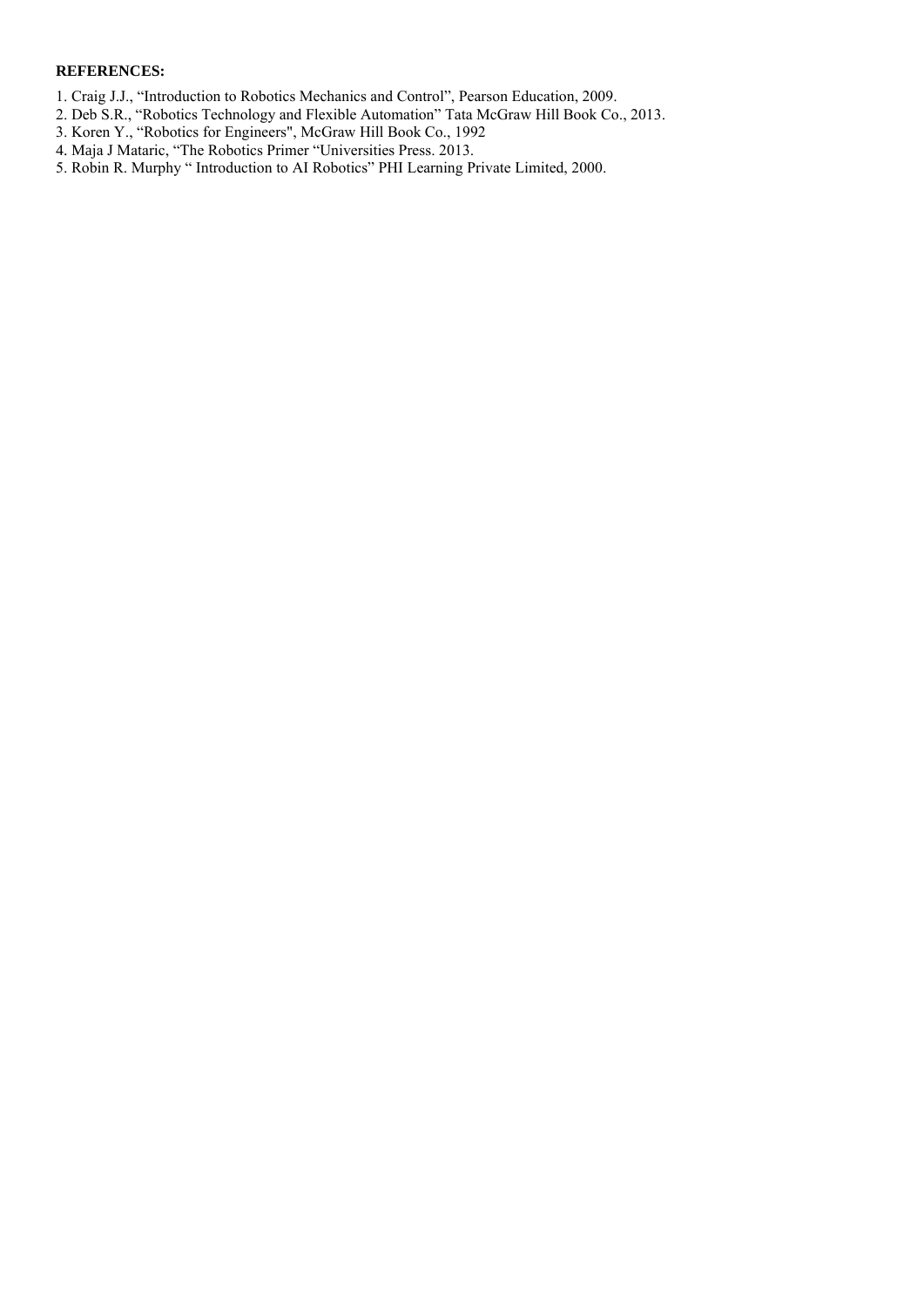**REFERENCES:**

1. Craig J.J., “Introduction to Robotics Mechanics and Control”, Pearson Education, 2009.
2. Deb S.R., “Robotics Technology and Flexible Automation” Tata McGraw Hill Book Co., 2013.
3. Koren Y., “Robotics for Engineers", McGraw Hill Book Co., 1992
4. Maja J Mataric, “The Robotics Primer “Universities Press. 2013.
5. Robin R. Murphy “ Introduction to AI Robotics” PHI Learning Private Limited, 2000.